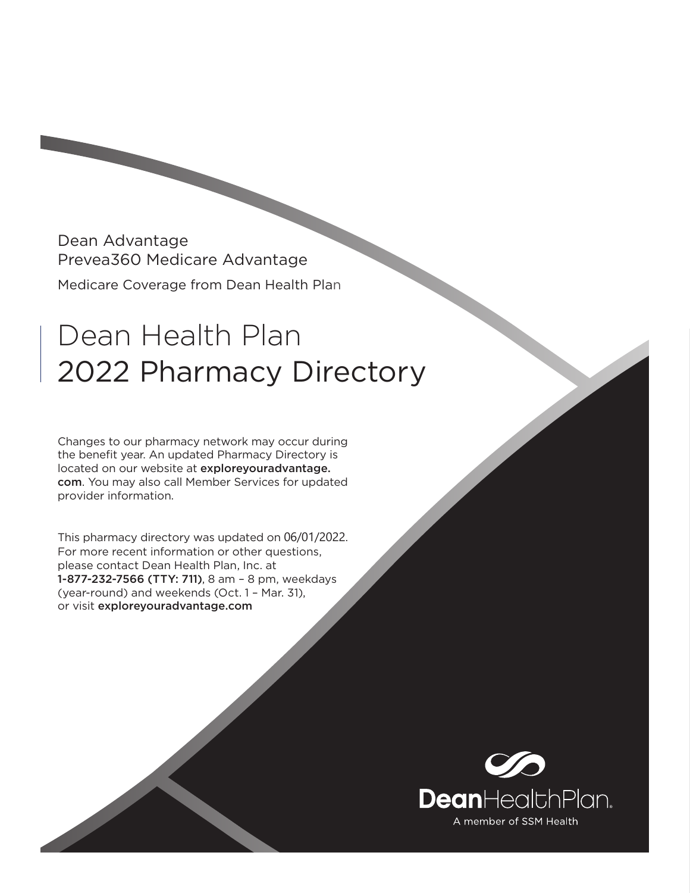Dean Advantage
Prevea360 Medicare Advantage

Medicare Coverage from Dean Health Plan

# Dean Health Plan 2022 Pharmacy Directory

Changes to our pharmacy network may occur during the benefit year. An updated Pharmacy Directory is located on our website at **exploreyouradvantage.com**. You may also call Member Services for updated provider information.

This pharmacy directory was updated on 06/01/2022. For more recent information or other questions, please contact Dean Health Plan, Inc. at **1-877-232-7566 (TTY: 711)**, 8 am – 8 pm, weekdays (year-round) and weekends (Oct. 1 – Mar. 31), or visit **exploreyouradvantage.com**

**Dean**HealthPlan.
A member of SSM Health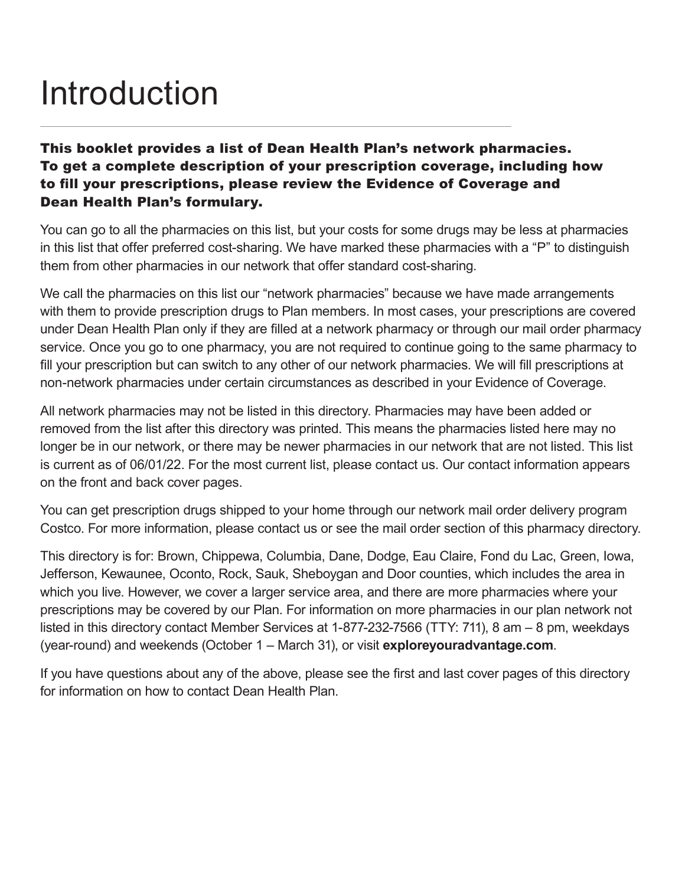# Introduction

**This booklet provides a list of Dean Health Plan's network pharmacies. To get a complete description of your prescription coverage, including how to fill your prescriptions, please review the Evidence of Coverage and Dean Health Plan's formulary.**

You can go to all the pharmacies on this list, but your costs for some drugs may be less at pharmacies in this list that offer preferred cost-sharing. We have marked these pharmacies with a "P" to distinguish them from other pharmacies in our network that offer standard cost-sharing.

We call the pharmacies on this list our "network pharmacies" because we have made arrangements with them to provide prescription drugs to Plan members. In most cases, your prescriptions are covered under Dean Health Plan only if they are filled at a network pharmacy or through our mail order pharmacy service. Once you go to one pharmacy, you are not required to continue going to the same pharmacy to fill your prescription but can switch to any other of our network pharmacies. We will fill prescriptions at non-network pharmacies under certain circumstances as described in your Evidence of Coverage.

All network pharmacies may not be listed in this directory. Pharmacies may have been added or removed from the list after this directory was printed. This means the pharmacies listed here may no longer be in our network, or there may be newer pharmacies in our network that are not listed. This list is current as of 06/01/22. For the most current list, please contact us. Our contact information appears on the front and back cover pages.

You can get prescription drugs shipped to your home through our network mail order delivery program Costco. For more information, please contact us or see the mail order section of this pharmacy directory.

This directory is for: Brown, Chippewa, Columbia, Dane, Dodge, Eau Claire, Fond du Lac, Green, Iowa, Jefferson, Kewaunee, Oconto, Rock, Sauk, Sheboygan and Door counties, which includes the area in which you live. However, we cover a larger service area, and there are more pharmacies where your prescriptions may be covered by our Plan. For information on more pharmacies in our plan network not listed in this directory contact Member Services at 1-877-232-7566 (TTY: 711), 8 am – 8 pm, weekdays (year-round) and weekends (October 1 – March 31), or visit **exploreyouradvantage.com**.

If you have questions about any of the above, please see the first and last cover pages of this directory for information on how to contact Dean Health Plan.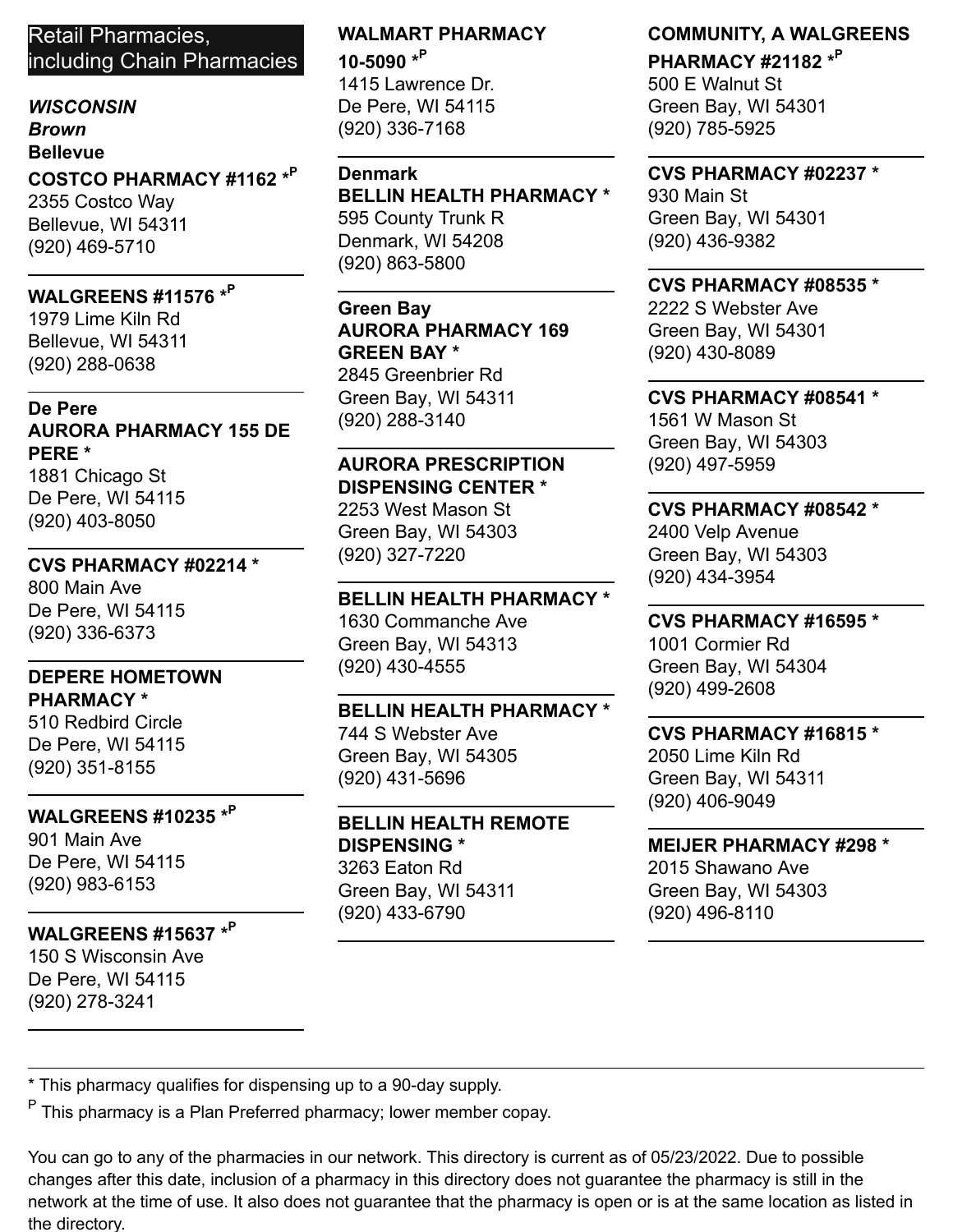## Retail Pharmacies, including Chain Pharmacies

***WISCONSIN***

***Brown***

**Bellevue**

**COSTCO PHARMACY #1162 *[P]**
2355 Costco Way
Bellevue, WI 54311
(920) 469-5710

---

**WALGREENS #11576 *[P]**
1979 Lime Kiln Rd
Bellevue, WI 54311
(920) 288-0638

---

**De Pere**

**AURORA PHARMACY 155 DE PERE ***
1881 Chicago St
De Pere, WI 54115
(920) 403-8050

---

**CVS PHARMACY #02214 ***
800 Main Ave
De Pere, WI 54115
(920) 336-6373

---

**DEPERE HOMETOWN PHARMACY ***
510 Redbird Circle
De Pere, WI 54115
(920) 351-8155

---

**WALGREENS #10235 *[P]**
901 Main Ave
De Pere, WI 54115
(920) 983-6153

---

**WALGREENS #15637 *[P]**
150 S Wisconsin Ave
De Pere, WI 54115
(920) 278-3241

---

**WALMART PHARMACY 10-5090 *[P]**
1415 Lawrence Dr.
De Pere, WI 54115
(920) 336-7168

---

**Denmark**

**BELLIN HEALTH PHARMACY ***
595 County Trunk R
Denmark, WI 54208
(920) 863-5800

---

**Green Bay**

**AURORA PHARMACY 169 GREEN BAY ***
2845 Greenbrier Rd
Green Bay, WI 54311
(920) 288-3140

---

**AURORA PRESCRIPTION DISPENSING CENTER ***
2253 West Mason St
Green Bay, WI 54303
(920) 327-7220

---

**BELLIN HEALTH PHARMACY ***
1630 Commanche Ave
Green Bay, WI 54313
(920) 430-4555

---

**BELLIN HEALTH PHARMACY ***
744 S Webster Ave
Green Bay, WI 54305
(920) 431-5696

---

**BELLIN HEALTH REMOTE DISPENSING ***
3263 Eaton Rd
Green Bay, WI 54311
(920) 433-6790

---

**COMMUNITY, A WALGREENS PHARMACY #21182 *[P]**
500 E Walnut St
Green Bay, WI 54301
(920) 785-5925

---

**CVS PHARMACY #02237 ***
930 Main St
Green Bay, WI 54301
(920) 436-9382

---

**CVS PHARMACY #08535 ***
2222 S Webster Ave
Green Bay, WI 54301
(920) 430-8089

---

**CVS PHARMACY #08541 ***
1561 W Mason St
Green Bay, WI 54303
(920) 497-5959

---

**CVS PHARMACY #08542 ***
2400 Velp Avenue
Green Bay, WI 54303
(920) 434-3954

---

**CVS PHARMACY #16595 ***
1001 Cormier Rd
Green Bay, WI 54304
(920) 499-2608

---

**CVS PHARMACY #16815 ***
2050 Lime Kiln Rd
Green Bay, WI 54311
(920) 406-9049

---

**MEIJER PHARMACY #298 ***
2015 Shawano Ave
Green Bay, WI 54303
(920) 496-8110

---

* This pharmacy qualifies for dispensing up to a 90-day supply.

[P] This pharmacy is a Plan Preferred pharmacy; lower member copay.

You can go to any of the pharmacies in our network. This directory is current as of 05/23/2022. Due to possible changes after this date, inclusion of a pharmacy in this directory does not guarantee the pharmacy is still in the network at the time of use. It also does not guarantee that the pharmacy is open or is at the same location as listed in the directory.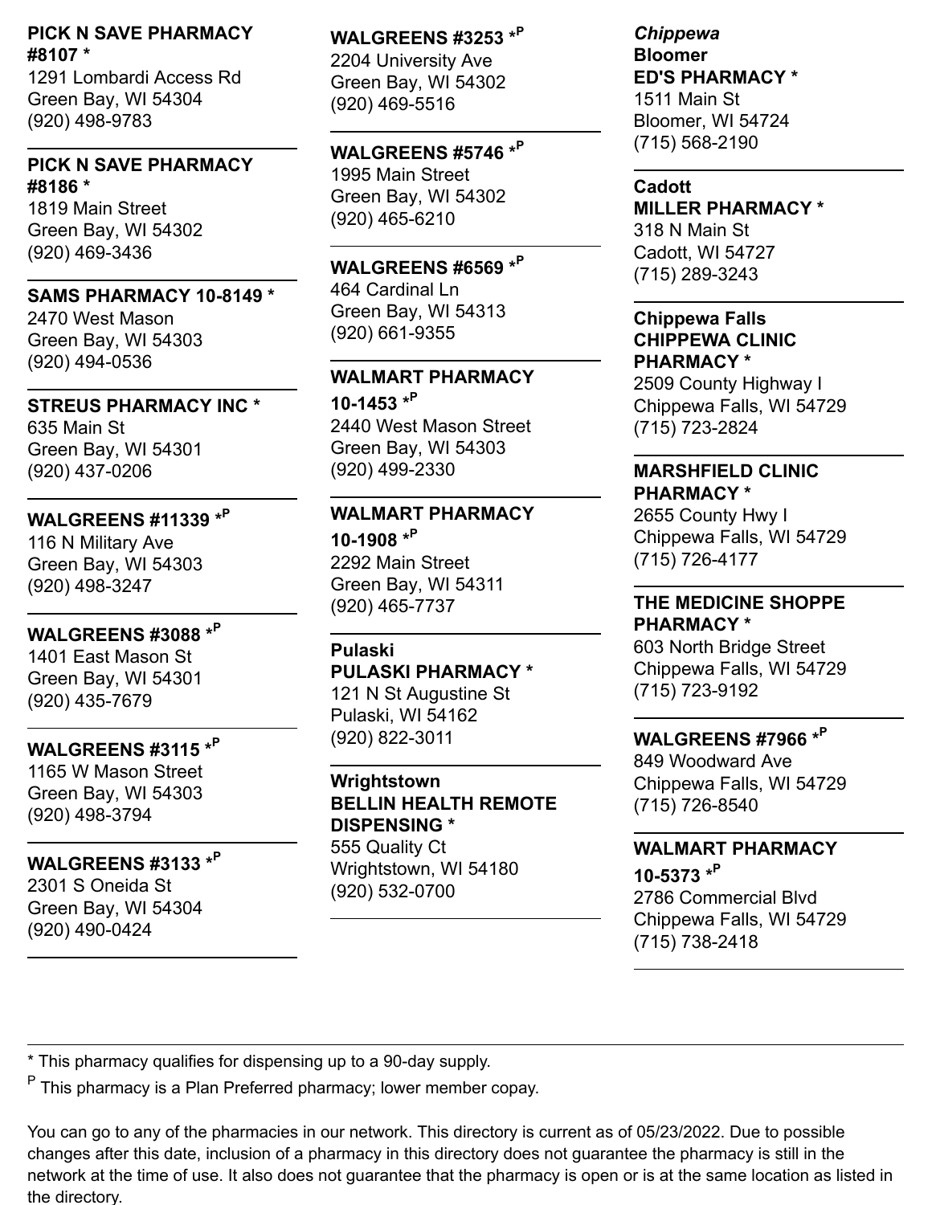**PICK N SAVE PHARMACY #8107 ***
1291 Lombardi Access Rd
Green Bay, WI 54304
(920) 498-9783

**PICK N SAVE PHARMACY #8186 ***
1819 Main Street
Green Bay, WI 54302
(920) 469-3436

**SAMS PHARMACY 10-8149 ***
2470 West Mason
Green Bay, WI 54303
(920) 494-0536

**STREUS PHARMACY INC ***
635 Main St
Green Bay, WI 54301
(920) 437-0206

**WALGREENS #11339 *[P]**
116 N Military Ave
Green Bay, WI 54303
(920) 498-3247

**WALGREENS #3088 *[P]**
1401 East Mason St
Green Bay, WI 54301
(920) 435-7679

**WALGREENS #3115 *[P]**
1165 W Mason Street
Green Bay, WI 54303
(920) 498-3794

**WALGREENS #3133 *[P]**
2301 S Oneida St
Green Bay, WI 54304
(920) 490-0424

**WALGREENS #3253 *[P]**
2204 University Ave
Green Bay, WI 54302
(920) 469-5516

**WALGREENS #5746 *[P]**
1995 Main Street
Green Bay, WI 54302
(920) 465-6210

**WALGREENS #6569 *[P]**
464 Cardinal Ln
Green Bay, WI 54313
(920) 661-9355

**WALMART PHARMACY 10-1453 *[P]**
2440 West Mason Street
Green Bay, WI 54303
(920) 499-2330

**WALMART PHARMACY 10-1908 *[P]**
2292 Main Street
Green Bay, WI 54311
(920) 465-7737

**Pulaski**

**PULASKI PHARMACY ***
121 N St Augustine St
Pulaski, WI 54162
(920) 822-3011

**Wrightstown**

**BELLIN HEALTH REMOTE DISPENSING ***
555 Quality Ct
Wrightstown, WI 54180
(920) 532-0700

***Chippewa***

**Bloomer**

**ED'S PHARMACY ***
1511 Main St
Bloomer, WI 54724
(715) 568-2190

**Cadott**

**MILLER PHARMACY ***
318 N Main St
Cadott, WI 54727
(715) 289-3243

**Chippewa Falls**

**CHIPPEWA CLINIC PHARMACY ***
2509 County Highway I
Chippewa Falls, WI 54729
(715) 723-2824

**MARSHFIELD CLINIC PHARMACY ***
2655 County Hwy I
Chippewa Falls, WI 54729
(715) 726-4177

**THE MEDICINE SHOPPE PHARMACY ***
603 North Bridge Street
Chippewa Falls, WI 54729
(715) 723-9192

**WALGREENS #7966 *[P]**
849 Woodward Ave
Chippewa Falls, WI 54729
(715) 726-8540

**WALMART PHARMACY 10-5373 *[P]**
2786 Commercial Blvd
Chippewa Falls, WI 54729
(715) 738-2418

---

* This pharmacy qualifies for dispensing up to a 90-day supply.

[P] This pharmacy is a Plan Preferred pharmacy; lower member copay.

You can go to any of the pharmacies in our network. This directory is current as of 05/23/2022. Due to possible changes after this date, inclusion of a pharmacy in this directory does not guarantee the pharmacy is still in the network at the time of use. It also does not guarantee that the pharmacy is open or is at the same location as listed in the directory.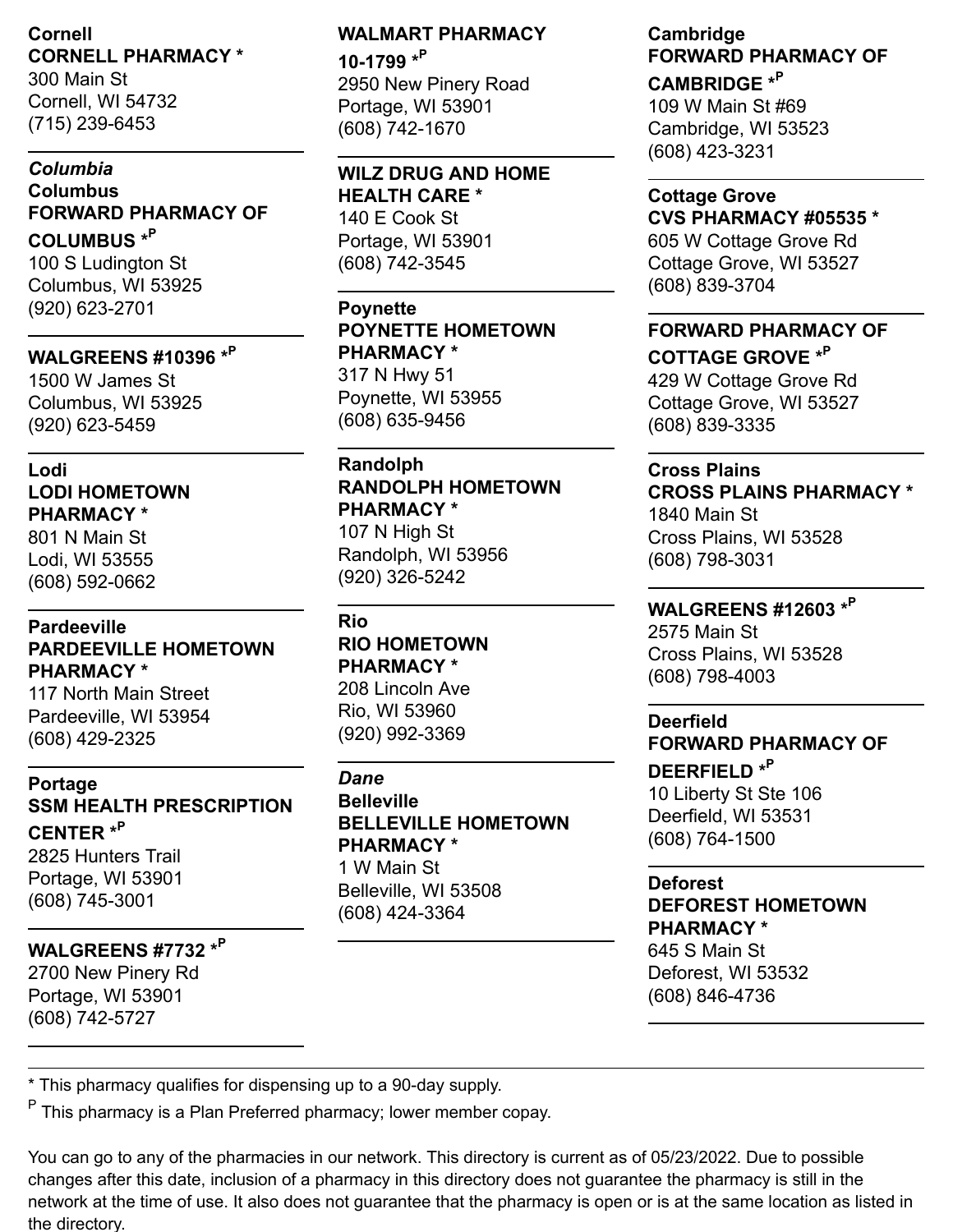**Cornell**

**CORNELL PHARMACY ***
300 Main St
Cornell, WI 54732
(715) 239-6453

---

***Columbia***

**Columbus**

**FORWARD PHARMACY OF COLUMBUS *[P]**
100 S Ludington St
Columbus, WI 53925
(920) 623-2701

---

**WALGREENS #10396 *[P]**
1500 W James St
Columbus, WI 53925
(920) 623-5459

---

**Lodi**

**LODI HOMETOWN PHARMACY ***
801 N Main St
Lodi, WI 53555
(608) 592-0662

---

**Pardeeville**

**PARDEEVILLE HOMETOWN PHARMACY ***
117 North Main Street
Pardeeville, WI 53954
(608) 429-2325

---

**Portage**

**SSM HEALTH PRESCRIPTION CENTER *[P]**
2825 Hunters Trail
Portage, WI 53901
(608) 745-3001

---

**WALGREENS #7732 *[P]**
2700 New Pinery Rd
Portage, WI 53901
(608) 742-5727

---

**WALMART PHARMACY 10-1799 *[P]**
2950 New Pinery Road
Portage, WI 53901
(608) 742-1670

---

**WILZ DRUG AND HOME HEALTH CARE ***
140 E Cook St
Portage, WI 53901
(608) 742-3545

---

**Poynette**

**POYNETTE HOMETOWN PHARMACY ***
317 N Hwy 51
Poynette, WI 53955
(608) 635-9456

---

**Randolph**

**RANDOLPH HOMETOWN PHARMACY ***
107 N High St
Randolph, WI 53956
(920) 326-5242

---

**Rio**

**RIO HOMETOWN PHARMACY ***
208 Lincoln Ave
Rio, WI 53960
(920) 992-3369

---

***Dane***

**Belleville**

**BELLEVILLE HOMETOWN PHARMACY ***
1 W Main St
Belleville, WI 53508
(608) 424-3364

---

**Cambridge**

**FORWARD PHARMACY OF CAMBRIDGE *[P]**
109 W Main St #69
Cambridge, WI 53523
(608) 423-3231

---

**Cottage Grove**

**CVS PHARMACY #05535 ***
605 W Cottage Grove Rd
Cottage Grove, WI 53527
(608) 839-3704

---

**FORWARD PHARMACY OF COTTAGE GROVE *[P]**
429 W Cottage Grove Rd
Cottage Grove, WI 53527
(608) 839-3335

---

**Cross Plains**

**CROSS PLAINS PHARMACY ***
1840 Main St
Cross Plains, WI 53528
(608) 798-3031

---

**WALGREENS #12603 *[P]**
2575 Main St
Cross Plains, WI 53528
(608) 798-4003

---

**Deerfield**

**FORWARD PHARMACY OF DEERFIELD *[P]**
10 Liberty St Ste 106
Deerfield, WI 53531
(608) 764-1500

---

**Deforest**

**DEFOREST HOMETOWN PHARMACY ***
645 S Main St
Deforest, WI 53532
(608) 846-4736

---

* This pharmacy qualifies for dispensing up to a 90-day supply.

[P] This pharmacy is a Plan Preferred pharmacy; lower member copay.

You can go to any of the pharmacies in our network. This directory is current as of 05/23/2022. Due to possible changes after this date, inclusion of a pharmacy in this directory does not guarantee the pharmacy is still in the network at the time of use. It also does not guarantee that the pharmacy is open or is at the same location as listed in the directory.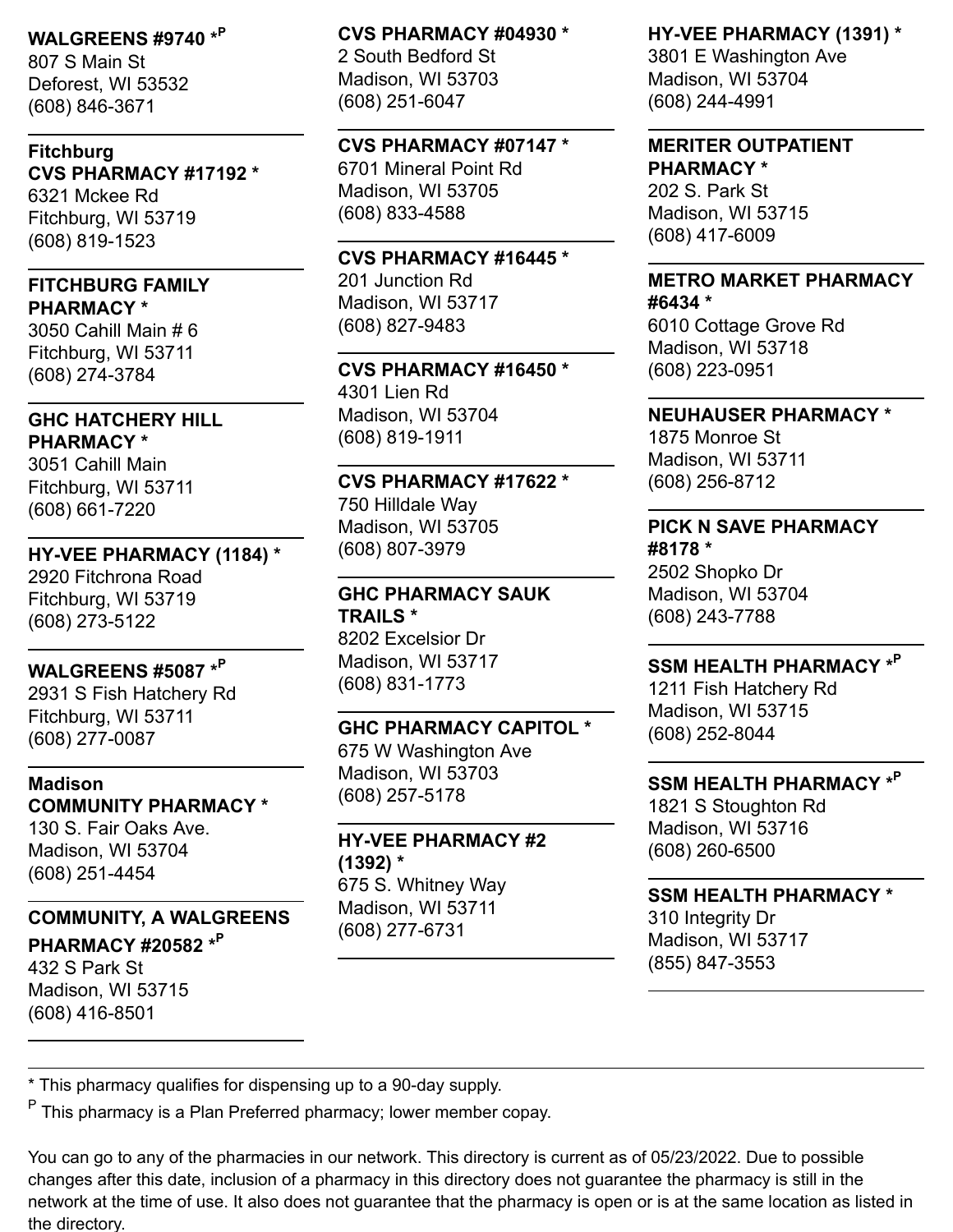**WALGREENS #9740 *[P]**
807 S Main St
Deforest, WI 53532
(608) 846-3671

### Fitchburg

**CVS PHARMACY #17192 ***
6321 Mckee Rd
Fitchburg, WI 53719
(608) 819-1523

**FITCHBURG FAMILY PHARMACY ***
3050 Cahill Main # 6
Fitchburg, WI 53711
(608) 274-3784

**GHC HATCHERY HILL PHARMACY ***
3051 Cahill Main
Fitchburg, WI 53711
(608) 661-7220

**HY-VEE PHARMACY (1184) ***
2920 Fitchrona Road
Fitchburg, WI 53719
(608) 273-5122

**WALGREENS #5087 *[P]**
2931 S Fish Hatchery Rd
Fitchburg, WI 53711
(608) 277-0087

### Madison

**COMMUNITY PHARMACY ***
130 S. Fair Oaks Ave.
Madison, WI 53704
(608) 251-4454

**COMMUNITY, A WALGREENS PHARMACY #20582 *[P]**
432 S Park St
Madison, WI 53715
(608) 416-8501

**CVS PHARMACY #04930 ***
2 South Bedford St
Madison, WI 53703
(608) 251-6047

**CVS PHARMACY #07147 ***
6701 Mineral Point Rd
Madison, WI 53705
(608) 833-4588

**CVS PHARMACY #16445 ***
201 Junction Rd
Madison, WI 53717
(608) 827-9483

**CVS PHARMACY #16450 ***
4301 Lien Rd
Madison, WI 53704
(608) 819-1911

**CVS PHARMACY #17622 ***
750 Hilldale Way
Madison, WI 53705
(608) 807-3979

**GHC PHARMACY SAUK TRAILS ***
8202 Excelsior Dr
Madison, WI 53717
(608) 831-1773

**GHC PHARMACY CAPITOL ***
675 W Washington Ave
Madison, WI 53703
(608) 257-5178

**HY-VEE PHARMACY #2 (1392) ***
675 S. Whitney Way
Madison, WI 53711
(608) 277-6731

**HY-VEE PHARMACY (1391) ***
3801 E Washington Ave
Madison, WI 53704
(608) 244-4991

**MERITER OUTPATIENT PHARMACY ***
202 S. Park St
Madison, WI 53715
(608) 417-6009

**METRO MARKET PHARMACY #6434 ***
6010 Cottage Grove Rd
Madison, WI 53718
(608) 223-0951

**NEUHAUSER PHARMACY ***
1875 Monroe St
Madison, WI 53711
(608) 256-8712

**PICK N SAVE PHARMACY #8178 ***
2502 Shopko Dr
Madison, WI 53704
(608) 243-7788

**SSM HEALTH PHARMACY *[P]**
1211 Fish Hatchery Rd
Madison, WI 53715
(608) 252-8044

**SSM HEALTH PHARMACY *[P]**
1821 S Stoughton Rd
Madison, WI 53716
(608) 260-6500

**SSM HEALTH PHARMACY ***
310 Integrity Dr
Madison, WI 53717
(855) 847-3553

---

* This pharmacy qualifies for dispensing up to a 90-day supply.

[P] This pharmacy is a Plan Preferred pharmacy; lower member copay.

You can go to any of the pharmacies in our network. This directory is current as of 05/23/2022. Due to possible changes after this date, inclusion of a pharmacy in this directory does not guarantee the pharmacy is still in the network at the time of use. It also does not guarantee that the pharmacy is open or is at the same location as listed in the directory.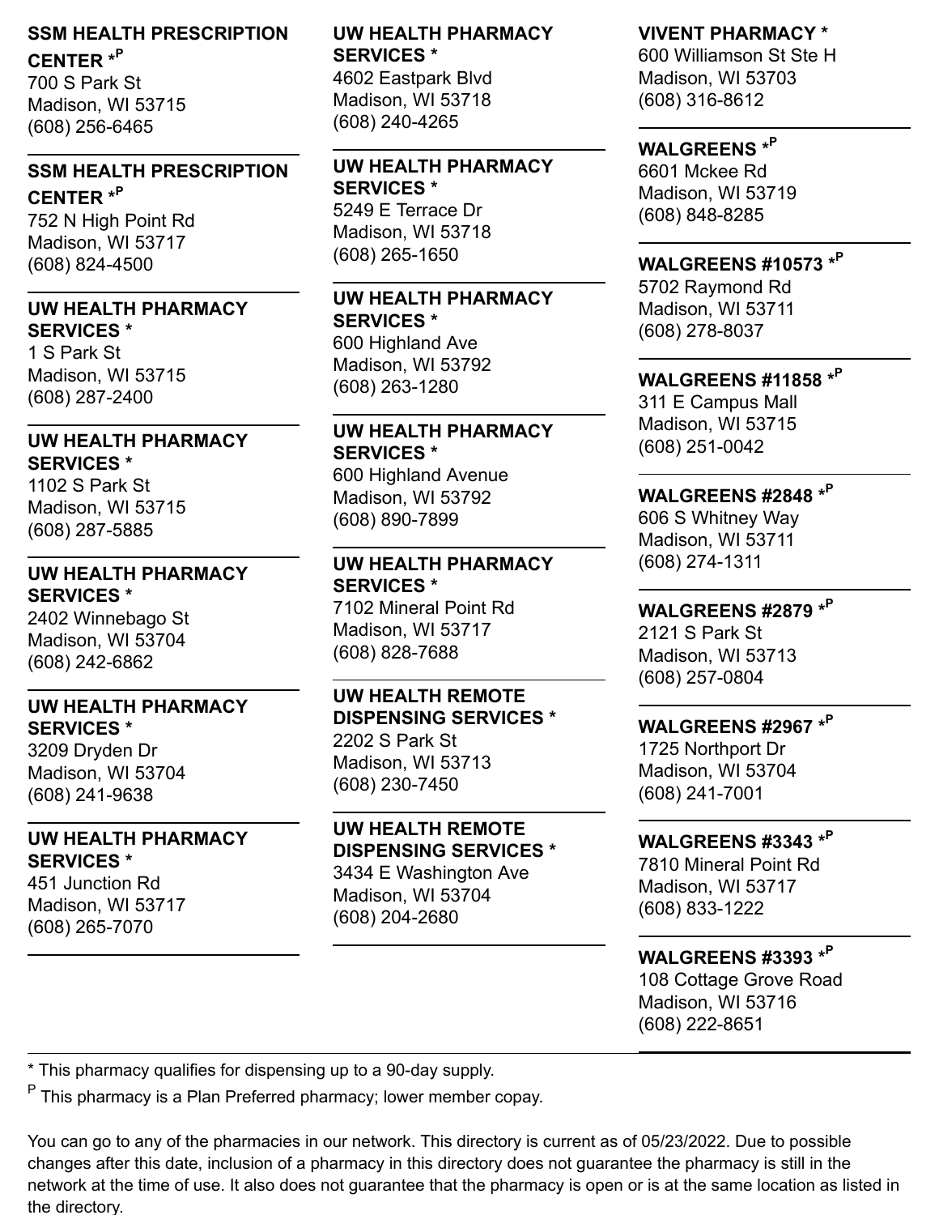**SSM HEALTH PRESCRIPTION CENTER** *[P]
700 S Park St
Madison, WI 53715
(608) 256-6465

---

**SSM HEALTH PRESCRIPTION CENTER** *[P]
752 N High Point Rd
Madison, WI 53717
(608) 824-4500

---

**UW HEALTH PHARMACY SERVICES** *
1 S Park St
Madison, WI 53715
(608) 287-2400

---

**UW HEALTH PHARMACY SERVICES** *
1102 S Park St
Madison, WI 53715
(608) 287-5885

---

**UW HEALTH PHARMACY SERVICES** *
2402 Winnebago St
Madison, WI 53704
(608) 242-6862

---

**UW HEALTH PHARMACY SERVICES** *
3209 Dryden Dr
Madison, WI 53704
(608) 241-9638

---

**UW HEALTH PHARMACY SERVICES** *
451 Junction Rd
Madison, WI 53717
(608) 265-7070

---

**UW HEALTH PHARMACY SERVICES** *
4602 Eastpark Blvd
Madison, WI 53718
(608) 240-4265

---

**UW HEALTH PHARMACY SERVICES** *
5249 E Terrace Dr
Madison, WI 53718
(608) 265-1650

---

**UW HEALTH PHARMACY SERVICES** *
600 Highland Ave
Madison, WI 53792
(608) 263-1280

---

**UW HEALTH PHARMACY SERVICES** *
600 Highland Avenue
Madison, WI 53792
(608) 890-7899

---

**UW HEALTH PHARMACY SERVICES** *
7102 Mineral Point Rd
Madison, WI 53717
(608) 828-7688

---

**UW HEALTH REMOTE DISPENSING SERVICES** *
2202 S Park St
Madison, WI 53713
(608) 230-7450

---

**UW HEALTH REMOTE DISPENSING SERVICES** *
3434 E Washington Ave
Madison, WI 53704
(608) 204-2680

---

**VIVENT PHARMACY** *
600 Williamson St Ste H
Madison, WI 53703
(608) 316-8612

---

**WALGREENS** *[P]
6601 Mckee Rd
Madison, WI 53719
(608) 848-8285

---

**WALGREENS #10573** *[P]
5702 Raymond Rd
Madison, WI 53711
(608) 278-8037

---

**WALGREENS #11858** *[P]
311 E Campus Mall
Madison, WI 53715
(608) 251-0042

---

**WALGREENS #2848** *[P]
606 S Whitney Way
Madison, WI 53711
(608) 274-1311

---

**WALGREENS #2879** *[P]
2121 S Park St
Madison, WI 53713
(608) 257-0804

---

**WALGREENS #2967** *[P]
1725 Northport Dr
Madison, WI 53704
(608) 241-7001

---

**WALGREENS #3343** *[P]
7810 Mineral Point Rd
Madison, WI 53717
(608) 833-1222

---

**WALGREENS #3393** *[P]
108 Cottage Grove Road
Madison, WI 53716
(608) 222-8651

---

* This pharmacy qualifies for dispensing up to a 90-day supply.

[P] This pharmacy is a Plan Preferred pharmacy; lower member copay.

You can go to any of the pharmacies in our network. This directory is current as of 05/23/2022. Due to possible changes after this date, inclusion of a pharmacy in this directory does not guarantee the pharmacy is still in the network at the time of use. It also does not guarantee that the pharmacy is open or is at the same location as listed in the directory.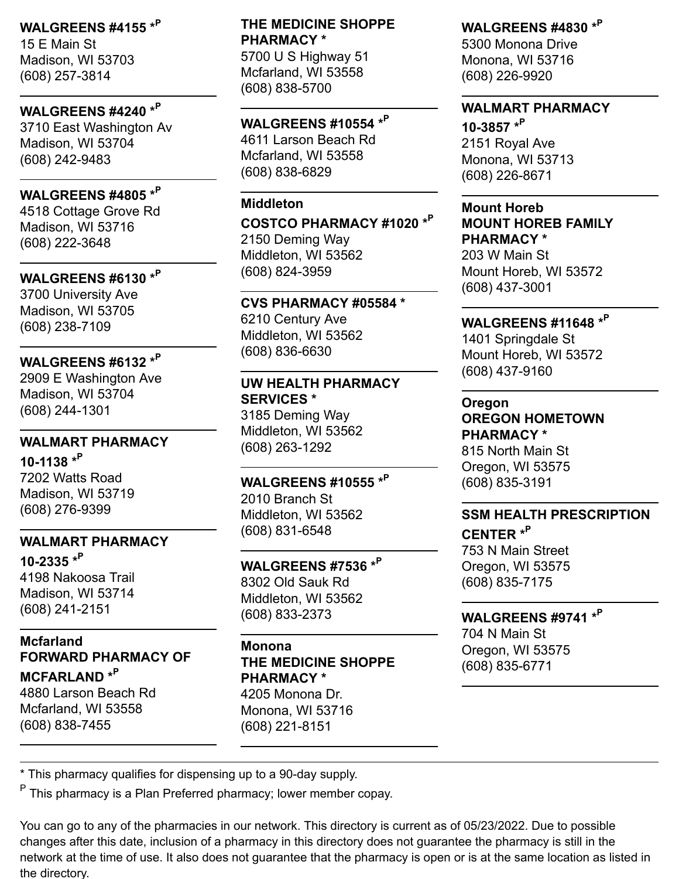**WALGREENS #4155 *P**
15 E Main St
Madison, WI 53703
(608) 257-3814

---

**WALGREENS #4240 *P**
3710 East Washington Av
Madison, WI 53704
(608) 242-9483

---

**WALGREENS #4805 *P**
4518 Cottage Grove Rd
Madison, WI 53716
(608) 222-3648

---

**WALGREENS #6130 *P**
3700 University Ave
Madison, WI 53705
(608) 238-7109

---

**WALGREENS #6132 *P**
2909 E Washington Ave
Madison, WI 53704
(608) 244-1301

---

**WALMART PHARMACY 10-1138 *P**
7202 Watts Road
Madison, WI 53719
(608) 276-9399

---

**WALMART PHARMACY 10-2335 *P**
4198 Nakoosa Trail
Madison, WI 53714
(608) 241-2151

---

**Mcfarland**

**FORWARD PHARMACY OF MCFARLAND *P**
4880 Larson Beach Rd
Mcfarland, WI 53558
(608) 838-7455

---

**THE MEDICINE SHOPPE PHARMACY ***
5700 U S Highway 51
Mcfarland, WI 53558
(608) 838-5700

---

**WALGREENS #10554 *P**
4611 Larson Beach Rd
Mcfarland, WI 53558
(608) 838-6829

---

**Middleton**

**COSTCO PHARMACY #1020 *P**
2150 Deming Way
Middleton, WI 53562
(608) 824-3959

---

**CVS PHARMACY #05584 ***
6210 Century Ave
Middleton, WI 53562
(608) 836-6630

---

**UW HEALTH PHARMACY SERVICES ***
3185 Deming Way
Middleton, WI 53562
(608) 263-1292

---

**WALGREENS #10555 *P**
2010 Branch St
Middleton, WI 53562
(608) 831-6548

---

**WALGREENS #7536 *P**
8302 Old Sauk Rd
Middleton, WI 53562
(608) 833-2373

---

**Monona**

**THE MEDICINE SHOPPE PHARMACY ***
4205 Monona Dr.
Monona, WI 53716
(608) 221-8151

---

**WALGREENS #4830 *P**
5300 Monona Drive
Monona, WI 53716
(608) 226-9920

---

**WALMART PHARMACY 10-3857 *P**
2151 Royal Ave
Monona, WI 53713
(608) 226-8671

---

**Mount Horeb**

**MOUNT HOREB FAMILY PHARMACY ***
203 W Main St
Mount Horeb, WI 53572
(608) 437-3001

---

**WALGREENS #11648 *P**
1401 Springdale St
Mount Horeb, WI 53572
(608) 437-9160

---

**Oregon**

**OREGON HOMETOWN PHARMACY ***
815 North Main St
Oregon, WI 53575
(608) 835-3191

---

**SSM HEALTH PRESCRIPTION CENTER *P**
753 N Main Street
Oregon, WI 53575
(608) 835-7175

---

**WALGREENS #9741 *P**
704 N Main St
Oregon, WI 53575
(608) 835-6771

---

* This pharmacy qualifies for dispensing up to a 90-day supply.

P This pharmacy is a Plan Preferred pharmacy; lower member copay.

You can go to any of the pharmacies in our network. This directory is current as of 05/23/2022. Due to possible changes after this date, inclusion of a pharmacy in this directory does not guarantee the pharmacy is still in the network at the time of use. It also does not guarantee that the pharmacy is open or is at the same location as listed in the directory.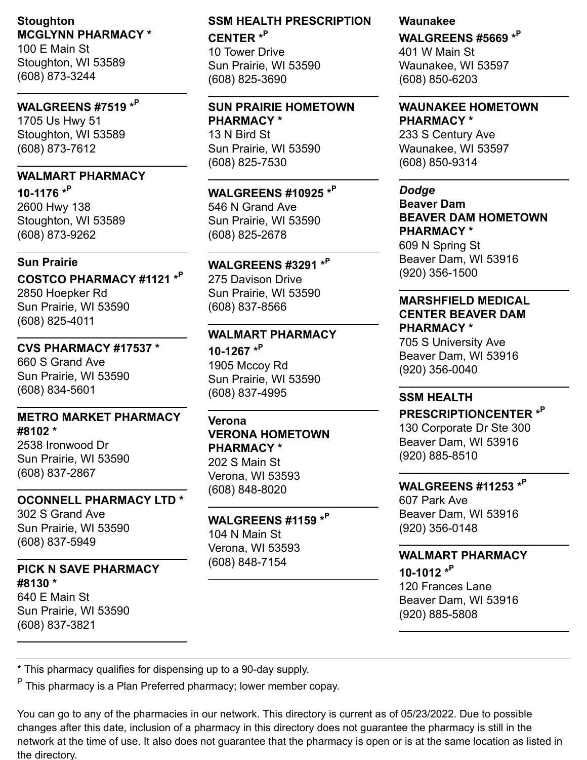**Stoughton**

**MCGLYNN PHARMACY ***
100 E Main St
Stoughton, WI 53589
(608) 873-3244

---

**WALGREENS #7519 *P**
1705 Us Hwy 51
Stoughton, WI 53589
(608) 873-7612

---

**WALMART PHARMACY 10-1176 *P**
2600 Hwy 138
Stoughton, WI 53589
(608) 873-9262

---

**Sun Prairie**

**COSTCO PHARMACY #1121 *P**
2850 Hoepker Rd
Sun Prairie, WI 53590
(608) 825-4011

---

**CVS PHARMACY #17537 ***
660 S Grand Ave
Sun Prairie, WI 53590
(608) 834-5601

---

**METRO MARKET PHARMACY #8102 ***
2538 Ironwood Dr
Sun Prairie, WI 53590
(608) 837-2867

---

**OCONNELL PHARMACY LTD ***
302 S Grand Ave
Sun Prairie, WI 53590
(608) 837-5949

---

**PICK N SAVE PHARMACY #8130 ***
640 E Main St
Sun Prairie, WI 53590
(608) 837-3821

---

**SSM HEALTH PRESCRIPTION CENTER *P**
10 Tower Drive
Sun Prairie, WI 53590
(608) 825-3690

---

**SUN PRAIRIE HOMETOWN PHARMACY ***
13 N Bird St
Sun Prairie, WI 53590
(608) 825-7530

---

**WALGREENS #10925 *P**
546 N Grand Ave
Sun Prairie, WI 53590
(608) 825-2678

---

**WALGREENS #3291 *P**
275 Davison Drive
Sun Prairie, WI 53590
(608) 837-8566

---

**WALMART PHARMACY 10-1267 *P**
1905 Mccoy Rd
Sun Prairie, WI 53590
(608) 837-4995

---

**Verona**

**VERONA HOMETOWN PHARMACY ***
202 S Main St
Verona, WI 53593
(608) 848-8020

---

**WALGREENS #1159 *P**
104 N Main St
Verona, WI 53593
(608) 848-7154

---

**Waunakee**

**WALGREENS #5669 *P**
401 W Main St
Waunakee, WI 53597
(608) 850-6203

---

**WAUNAKEE HOMETOWN PHARMACY ***
233 S Century Ave
Waunakee, WI 53597
(608) 850-9314

---

***Dodge***

**Beaver Dam**

**BEAVER DAM HOMETOWN PHARMACY ***
609 N Spring St
Beaver Dam, WI 53916
(920) 356-1500

---

**MARSHFIELD MEDICAL CENTER BEAVER DAM PHARMACY ***
705 S University Ave
Beaver Dam, WI 53916
(920) 356-0040

---

**SSM HEALTH PRESCRIPTIONCENTER *P**
130 Corporate Dr Ste 300
Beaver Dam, WI 53916
(920) 885-8510

---

**WALGREENS #11253 *P**
607 Park Ave
Beaver Dam, WI 53916
(920) 356-0148

---

**WALMART PHARMACY 10-1012 *P**
120 Frances Lane
Beaver Dam, WI 53916
(920) 885-5808

---

* This pharmacy qualifies for dispensing up to a 90-day supply.

P This pharmacy is a Plan Preferred pharmacy; lower member copay.

You can go to any of the pharmacies in our network. This directory is current as of 05/23/2022. Due to possible changes after this date, inclusion of a pharmacy in this directory does not guarantee the pharmacy is still in the network at the time of use. It also does not guarantee that the pharmacy is open or is at the same location as listed in the directory.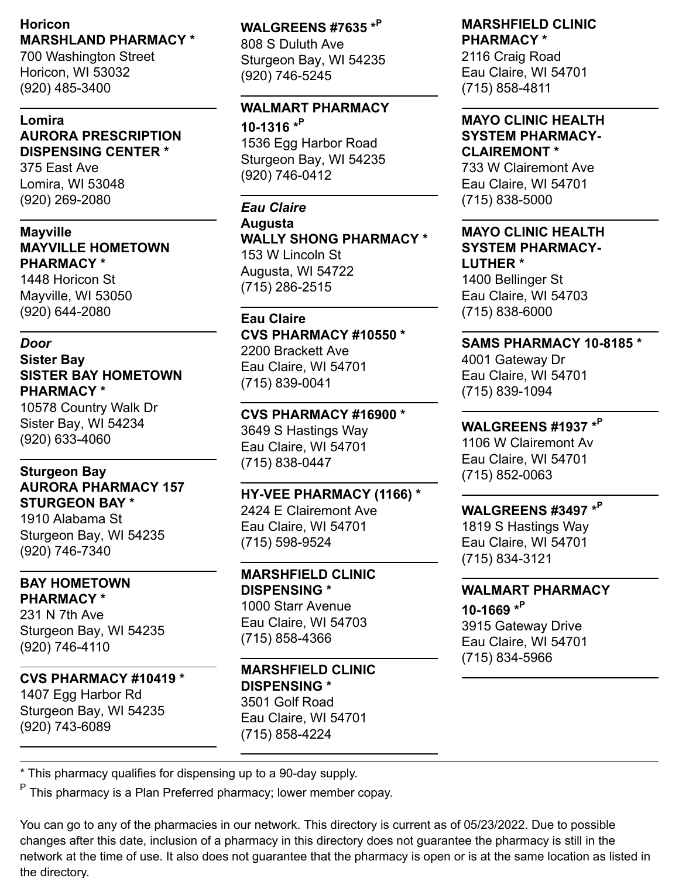**Horicon**

**MARSHLAND PHARMACY ***
700 Washington Street
Horicon, WI 53032
(920) 485-3400

---

**Lomira**

**AURORA PRESCRIPTION DISPENSING CENTER ***
375 East Ave
Lomira, WI 53048
(920) 269-2080

---

**Mayville**

**MAYVILLE HOMETOWN PHARMACY ***
1448 Horicon St
Mayville, WI 53050
(920) 644-2080

---

***Door***

**Sister Bay**

**SISTER BAY HOMETOWN PHARMACY ***
10578 Country Walk Dr
Sister Bay, WI 54234
(920) 633-4060

---

**Sturgeon Bay**

**AURORA PHARMACY 157 STURGEON BAY ***
1910 Alabama St
Sturgeon Bay, WI 54235
(920) 746-7340

---

**BAY HOMETOWN PHARMACY ***
231 N 7th Ave
Sturgeon Bay, WI 54235
(920) 746-4110

---

**CVS PHARMACY #10419 ***
1407 Egg Harbor Rd
Sturgeon Bay, WI 54235
(920) 743-6089

---

**WALGREENS #7635 *[P]**
808 S Duluth Ave
Sturgeon Bay, WI 54235
(920) 746-5245

---

**WALMART PHARMACY 10-1316 *[P]**
1536 Egg Harbor Road
Sturgeon Bay, WI 54235
(920) 746-0412

---

***Eau Claire***

**Augusta**

**WALLY SHONG PHARMACY ***
153 W Lincoln St
Augusta, WI 54722
(715) 286-2515

---

**Eau Claire**

**CVS PHARMACY #10550 ***
2200 Brackett Ave
Eau Claire, WI 54701
(715) 839-0041

---

**CVS PHARMACY #16900 ***
3649 S Hastings Way
Eau Claire, WI 54701
(715) 838-0447

---

**HY-VEE PHARMACY (1166) ***
2424 E Clairemont Ave
Eau Claire, WI 54701
(715) 598-9524

---

**MARSHFIELD CLINIC DISPENSING ***
1000 Starr Avenue
Eau Claire, WI 54703
(715) 858-4366

---

**MARSHFIELD CLINIC DISPENSING ***
3501 Golf Road
Eau Claire, WI 54701
(715) 858-4224

---

**MARSHFIELD CLINIC PHARMACY ***
2116 Craig Road
Eau Claire, WI 54701
(715) 858-4811

---

**MAYO CLINIC HEALTH SYSTEM PHARMACY-CLAIREMONT ***
733 W Clairemont Ave
Eau Claire, WI 54701
(715) 838-5000

---

**MAYO CLINIC HEALTH SYSTEM PHARMACY-LUTHER ***
1400 Bellinger St
Eau Claire, WI 54703
(715) 838-6000

---

**SAMS PHARMACY 10-8185 ***
4001 Gateway Dr
Eau Claire, WI 54701
(715) 839-1094

---

**WALGREENS #1937 *[P]**
1106 W Clairemont Av
Eau Claire, WI 54701
(715) 852-0063

---

**WALGREENS #3497 *[P]**
1819 S Hastings Way
Eau Claire, WI 54701
(715) 834-3121

---

**WALMART PHARMACY 10-1669 *[P]**
3915 Gateway Drive
Eau Claire, WI 54701
(715) 834-5966

---

* This pharmacy qualifies for dispensing up to a 90-day supply.

[P] This pharmacy is a Plan Preferred pharmacy; lower member copay.

You can go to any of the pharmacies in our network. This directory is current as of 05/23/2022. Due to possible changes after this date, inclusion of a pharmacy in this directory does not guarantee the pharmacy is still in the network at the time of use. It also does not guarantee that the pharmacy is open or is at the same location as listed in the directory.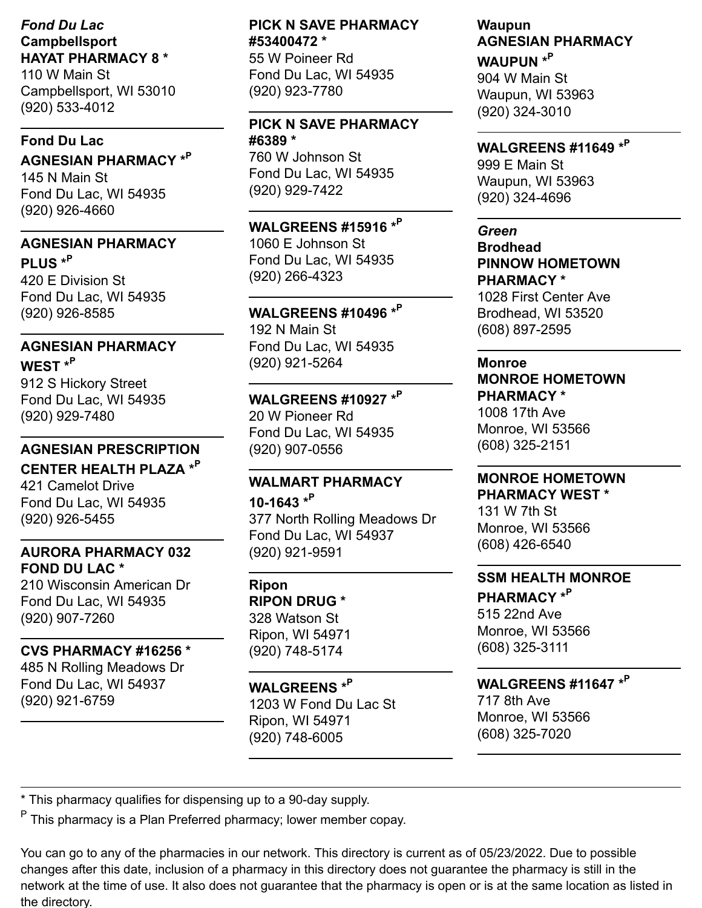*Fond Du Lac*

**Campbellsport**

**HAYAT PHARMACY 8 ***
110 W Main St
Campbellsport, WI 53010
(920) 533-4012

---

**Fond Du Lac**

**AGNESIAN PHARMACY *P**
145 N Main St
Fond Du Lac, WI 54935
(920) 926-4660

---

**AGNESIAN PHARMACY PLUS *P**
420 E Division St
Fond Du Lac, WI 54935
(920) 926-8585

---

**AGNESIAN PHARMACY WEST *P**
912 S Hickory Street
Fond Du Lac, WI 54935
(920) 929-7480

---

**AGNESIAN PRESCRIPTION CENTER HEALTH PLAZA *P**
421 Camelot Drive
Fond Du Lac, WI 54935
(920) 926-5455

---

**AURORA PHARMACY 032 FOND DU LAC ***
210 Wisconsin American Dr
Fond Du Lac, WI 54935
(920) 907-7260

---

**CVS PHARMACY #16256 ***
485 N Rolling Meadows Dr
Fond Du Lac, WI 54937
(920) 921-6759

---

**PICK N SAVE PHARMACY #53400472 ***
55 W Poineer Rd
Fond Du Lac, WI 54935
(920) 923-7780

---

**PICK N SAVE PHARMACY #6389 ***
760 W Johnson St
Fond Du Lac, WI 54935
(920) 929-7422

---

**WALGREENS #15916 *P**
1060 E Johnson St
Fond Du Lac, WI 54935
(920) 266-4323

---

**WALGREENS #10496 *P**
192 N Main St
Fond Du Lac, WI 54935
(920) 921-5264

---

**WALGREENS #10927 *P**
20 W Pioneer Rd
Fond Du Lac, WI 54935
(920) 907-0556

---

**WALMART PHARMACY 10-1643 *P**
377 North Rolling Meadows Dr
Fond Du Lac, WI 54937
(920) 921-9591

---

**Ripon**

**RIPON DRUG ***
328 Watson St
Ripon, WI 54971
(920) 748-5174

---

**WALGREENS *P**
1203 W Fond Du Lac St
Ripon, WI 54971
(920) 748-6005

---

**Waupun**

**AGNESIAN PHARMACY WAUPUN *P**
904 W Main St
Waupun, WI 53963
(920) 324-3010

---

**WALGREENS #11649 *P**
999 E Main St
Waupun, WI 53963
(920) 324-4696

---

*Green*

**Brodhead**

**PINNOW HOMETOWN PHARMACY ***
1028 First Center Ave
Brodhead, WI 53520
(608) 897-2595

---

**Monroe**

**MONROE HOMETOWN PHARMACY ***
1008 17th Ave
Monroe, WI 53566
(608) 325-2151

---

**MONROE HOMETOWN PHARMACY WEST ***
131 W 7th St
Monroe, WI 53566
(608) 426-6540

---

**SSM HEALTH MONROE PHARMACY *P**
515 22nd Ave
Monroe, WI 53566
(608) 325-3111

---

**WALGREENS #11647 *P**
717 8th Ave
Monroe, WI 53566
(608) 325-7020

---

* This pharmacy qualifies for dispensing up to a 90-day supply.

P This pharmacy is a Plan Preferred pharmacy; lower member copay.

You can go to any of the pharmacies in our network. This directory is current as of 05/23/2022. Due to possible changes after this date, inclusion of a pharmacy in this directory does not guarantee the pharmacy is still in the network at the time of use. It also does not guarantee that the pharmacy is open or is at the same location as listed in the directory.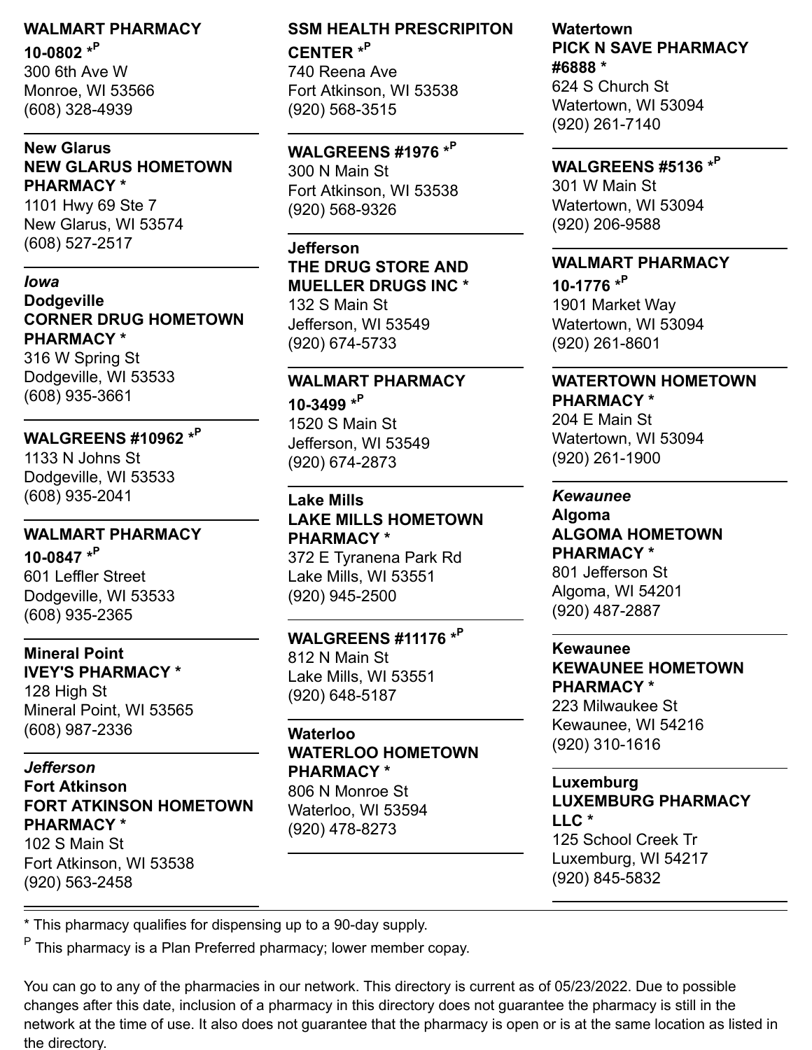**WALMART PHARMACY 10-0802 \*P**
300 6th Ave W
Monroe, WI 53566
(608) 328-4939

---

**New Glarus**
**NEW GLARUS HOMETOWN PHARMACY \***
1101 Hwy 69 Ste 7
New Glarus, WI 53574
(608) 527-2517

---

***Iowa***

**Dodgeville**
**CORNER DRUG HOMETOWN PHARMACY \***
316 W Spring St
Dodgeville, WI 53533
(608) 935-3661

---

**WALGREENS #10962 \*P**
1133 N Johns St
Dodgeville, WI 53533
(608) 935-2041

---

**WALMART PHARMACY 10-0847 \*P**
601 Leffler Street
Dodgeville, WI 53533
(608) 935-2365

---

**Mineral Point**
**IVEY'S PHARMACY \***
128 High St
Mineral Point, WI 53565
(608) 987-2336

---

***Jefferson***

**Fort Atkinson**
**FORT ATKINSON HOMETOWN PHARMACY \***
102 S Main St
Fort Atkinson, WI 53538
(920) 563-2458

---

**SSM HEALTH PRESCRIPITON CENTER \*P**
740 Reena Ave
Fort Atkinson, WI 53538
(920) 568-3515

---

**WALGREENS #1976 \*P**
300 N Main St
Fort Atkinson, WI 53538
(920) 568-9326

---

**Jefferson**
**THE DRUG STORE AND MUELLER DRUGS INC \***
132 S Main St
Jefferson, WI 53549
(920) 674-5733

---

**WALMART PHARMACY 10-3499 \*P**
1520 S Main St
Jefferson, WI 53549
(920) 674-2873

---

**Lake Mills**
**LAKE MILLS HOMETOWN PHARMACY \***
372 E Tyranena Park Rd
Lake Mills, WI 53551
(920) 945-2500

---

**WALGREENS #11176 \*P**
812 N Main St
Lake Mills, WI 53551
(920) 648-5187

---

**Waterloo**
**WATERLOO HOMETOWN PHARMACY \***
806 N Monroe St
Waterloo, WI 53594
(920) 478-8273

---

**Watertown**
**PICK N SAVE PHARMACY #6888 \***
624 S Church St
Watertown, WI 53094
(920) 261-7140

---

**WALGREENS #5136 \*P**
301 W Main St
Watertown, WI 53094
(920) 206-9588

---

**WALMART PHARMACY 10-1776 \*P**
1901 Market Way
Watertown, WI 53094
(920) 261-8601

---

**WATERTOWN HOMETOWN PHARMACY \***
204 E Main St
Watertown, WI 53094
(920) 261-1900

---

***Kewaunee***

**Algoma**
**ALGOMA HOMETOWN PHARMACY \***
801 Jefferson St
Algoma, WI 54201
(920) 487-2887

---

**Kewaunee**
**KEWAUNEE HOMETOWN PHARMACY \***
223 Milwaukee St
Kewaunee, WI 54216
(920) 310-1616

---

**Luxemburg**
**LUXEMBURG PHARMACY LLC \***
125 School Creek Tr
Luxemburg, WI 54217
(920) 845-5832

---

\* This pharmacy qualifies for dispensing up to a 90-day supply.

P This pharmacy is a Plan Preferred pharmacy; lower member copay.

You can go to any of the pharmacies in our network. This directory is current as of 05/23/2022. Due to possible changes after this date, inclusion of a pharmacy in this directory does not guarantee the pharmacy is still in the network at the time of use. It also does not guarantee that the pharmacy is open or is at the same location as listed in the directory.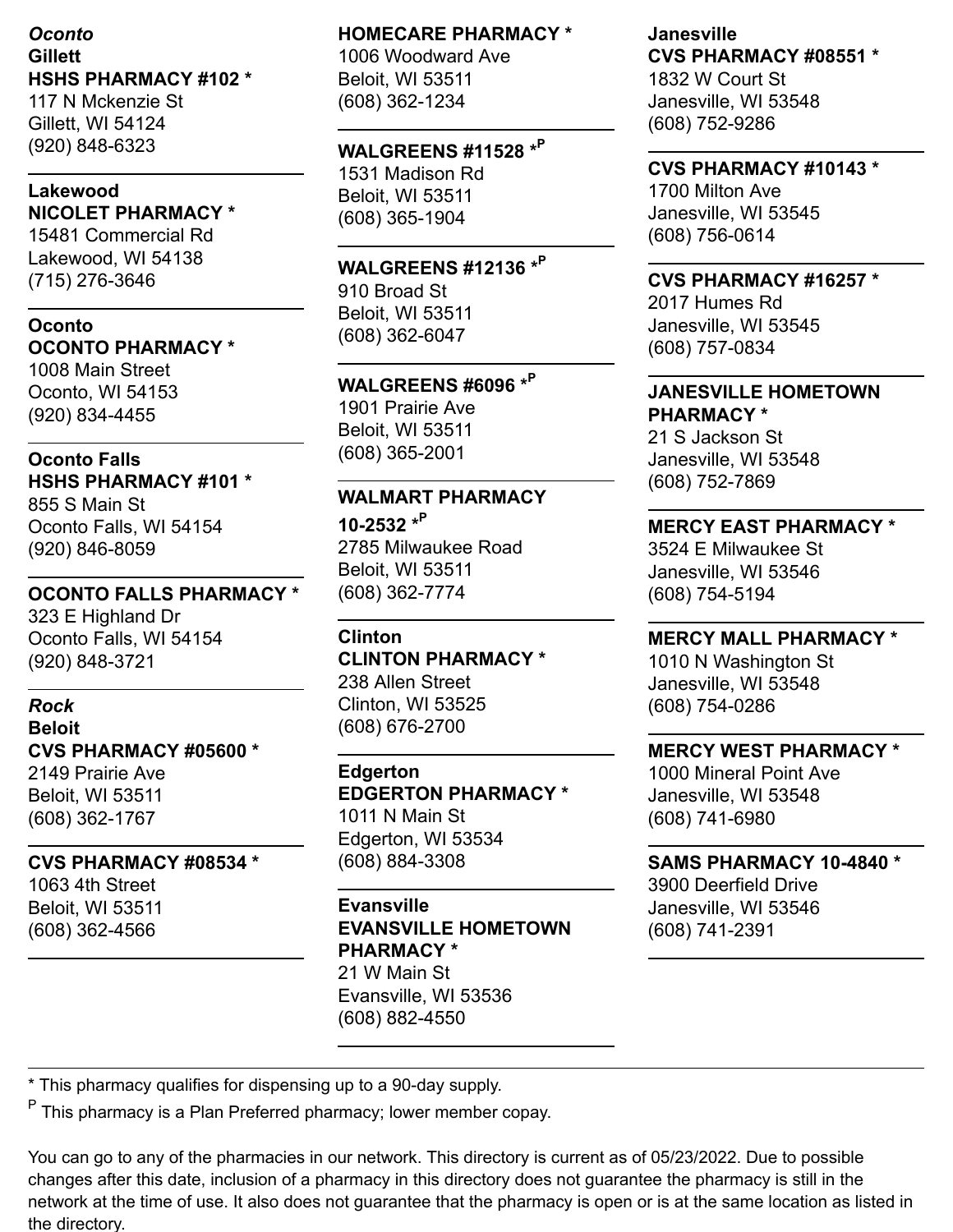*Oconto*

**Gillett**

**HSHS PHARMACY #102 ***
117 N Mckenzie St
Gillett, WI 54124
(920) 848-6323

---

**Lakewood**

**NICOLET PHARMACY ***
15481 Commercial Rd
Lakewood, WI 54138
(715) 276-3646

---

**Oconto**

**OCONTO PHARMACY ***
1008 Main Street
Oconto, WI 54153
(920) 834-4455

---

**Oconto Falls**

**HSHS PHARMACY #101 ***
855 S Main St
Oconto Falls, WI 54154
(920) 846-8059

---

**OCONTO FALLS PHARMACY ***
323 E Highland Dr
Oconto Falls, WI 54154
(920) 848-3721

---

*Rock*

**Beloit**

**CVS PHARMACY #05600 ***
2149 Prairie Ave
Beloit, WI 53511
(608) 362-1767

---

**CVS PHARMACY #08534 ***
1063 4th Street
Beloit, WI 53511
(608) 362-4566

---

**HOMECARE PHARMACY ***
1006 Woodward Ave
Beloit, WI 53511
(608) 362-1234

---

**WALGREENS #11528 *P**
1531 Madison Rd
Beloit, WI 53511
(608) 365-1904

---

**WALGREENS #12136 *P**
910 Broad St
Beloit, WI 53511
(608) 362-6047

---

**WALGREENS #6096 *P**
1901 Prairie Ave
Beloit, WI 53511
(608) 365-2001

---

**WALMART PHARMACY 10-2532 *P**
2785 Milwaukee Road
Beloit, WI 53511
(608) 362-7774

---

**Clinton**

**CLINTON PHARMACY ***
238 Allen Street
Clinton, WI 53525
(608) 676-2700

---

**Edgerton**

**EDGERTON PHARMACY ***
1011 N Main St
Edgerton, WI 53534
(608) 884-3308

---

**Evansville**

**EVANSVILLE HOMETOWN PHARMACY ***
21 W Main St
Evansville, WI 53536
(608) 882-4550

---

**Janesville**

**CVS PHARMACY #08551 ***
1832 W Court St
Janesville, WI 53548
(608) 752-9286

---

**CVS PHARMACY #10143 ***
1700 Milton Ave
Janesville, WI 53545
(608) 756-0614

---

**CVS PHARMACY #16257 ***
2017 Humes Rd
Janesville, WI 53545
(608) 757-0834

---

**JANESVILLE HOMETOWN PHARMACY ***
21 S Jackson St
Janesville, WI 53548
(608) 752-7869

---

**MERCY EAST PHARMACY ***
3524 E Milwaukee St
Janesville, WI 53546
(608) 754-5194

---

**MERCY MALL PHARMACY ***
1010 N Washington St
Janesville, WI 53548
(608) 754-0286

---

**MERCY WEST PHARMACY ***
1000 Mineral Point Ave
Janesville, WI 53548
(608) 741-6980

---

**SAMS PHARMACY 10-4840 ***
3900 Deerfield Drive
Janesville, WI 53546
(608) 741-2391

---

* This pharmacy qualifies for dispensing up to a 90-day supply.

P This pharmacy is a Plan Preferred pharmacy; lower member copay.

You can go to any of the pharmacies in our network. This directory is current as of 05/23/2022. Due to possible changes after this date, inclusion of a pharmacy in this directory does not guarantee the pharmacy is still in the network at the time of use. It also does not guarantee that the pharmacy is open or is at the same location as listed in the directory.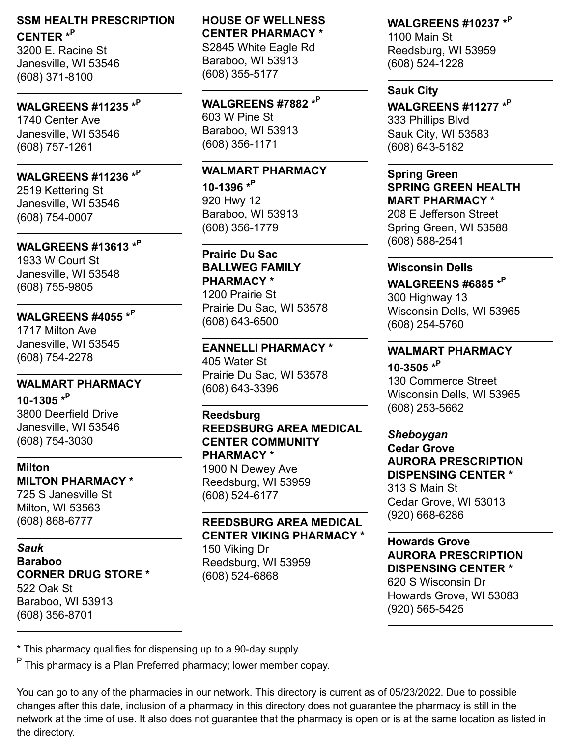**SSM HEALTH PRESCRIPTION CENTER *[P]**
3200 E. Racine St
Janesville, WI 53546
(608) 371-8100

**WALGREENS #11235 *[P]**
1740 Center Ave
Janesville, WI 53546
(608) 757-1261

**WALGREENS #11236 *[P]**
2519 Kettering St
Janesville, WI 53546
(608) 754-0007

**WALGREENS #13613 *[P]**
1933 W Court St
Janesville, WI 53548
(608) 755-9805

**WALGREENS #4055 *[P]**
1717 Milton Ave
Janesville, WI 53545
(608) 754-2278

**WALMART PHARMACY 10-1305 *[P]**
3800 Deerfield Drive
Janesville, WI 53546
(608) 754-3030

**Milton**

**MILTON PHARMACY ***
725 S Janesville St
Milton, WI 53563
(608) 868-6777

***Sauk***

**Baraboo**

**CORNER DRUG STORE ***
522 Oak St
Baraboo, WI 53913
(608) 356-8701

**HOUSE OF WELLNESS CENTER PHARMACY ***
S2845 White Eagle Rd
Baraboo, WI 53913
(608) 355-5177

**WALGREENS #7882 *[P]**
603 W Pine St
Baraboo, WI 53913
(608) 356-1171

**WALMART PHARMACY 10-1396 *[P]**
920 Hwy 12
Baraboo, WI 53913
(608) 356-1779

**Prairie Du Sac**

**BALLWEG FAMILY PHARMACY ***
1200 Prairie St
Prairie Du Sac, WI 53578
(608) 643-6500

**EANNELLI PHARMACY ***
405 Water St
Prairie Du Sac, WI 53578
(608) 643-3396

**Reedsburg**

**REEDSBURG AREA MEDICAL CENTER COMMUNITY PHARMACY ***
1900 N Dewey Ave
Reedsburg, WI 53959
(608) 524-6177

**REEDSBURG AREA MEDICAL CENTER VIKING PHARMACY ***
150 Viking Dr
Reedsburg, WI 53959
(608) 524-6868

**WALGREENS #10237 *[P]**
1100 Main St
Reedsburg, WI 53959
(608) 524-1228

**Sauk City**

**WALGREENS #11277 *[P]**
333 Phillips Blvd
Sauk City, WI 53583
(608) 643-5182

**Spring Green**

**SPRING GREEN HEALTH MART PHARMACY ***
208 E Jefferson Street
Spring Green, WI 53588
(608) 588-2541

**Wisconsin Dells**

**WALGREENS #6885 *[P]**
300 Highway 13
Wisconsin Dells, WI 53965
(608) 254-5760

**WALMART PHARMACY 10-3505 *[P]**
130 Commerce Street
Wisconsin Dells, WI 53965
(608) 253-5662

***Sheboygan***

**Cedar Grove**

**AURORA PRESCRIPTION DISPENSING CENTER ***
313 S Main St
Cedar Grove, WI 53013
(920) 668-6286

**Howards Grove**

**AURORA PRESCRIPTION DISPENSING CENTER ***
620 S Wisconsin Dr
Howards Grove, WI 53083
(920) 565-5425

---

* This pharmacy qualifies for dispensing up to a 90-day supply.

[P] This pharmacy is a Plan Preferred pharmacy; lower member copay.

You can go to any of the pharmacies in our network. This directory is current as of 05/23/2022. Due to possible changes after this date, inclusion of a pharmacy in this directory does not guarantee the pharmacy is still in the network at the time of use. It also does not guarantee that the pharmacy is open or is at the same location as listed in the directory.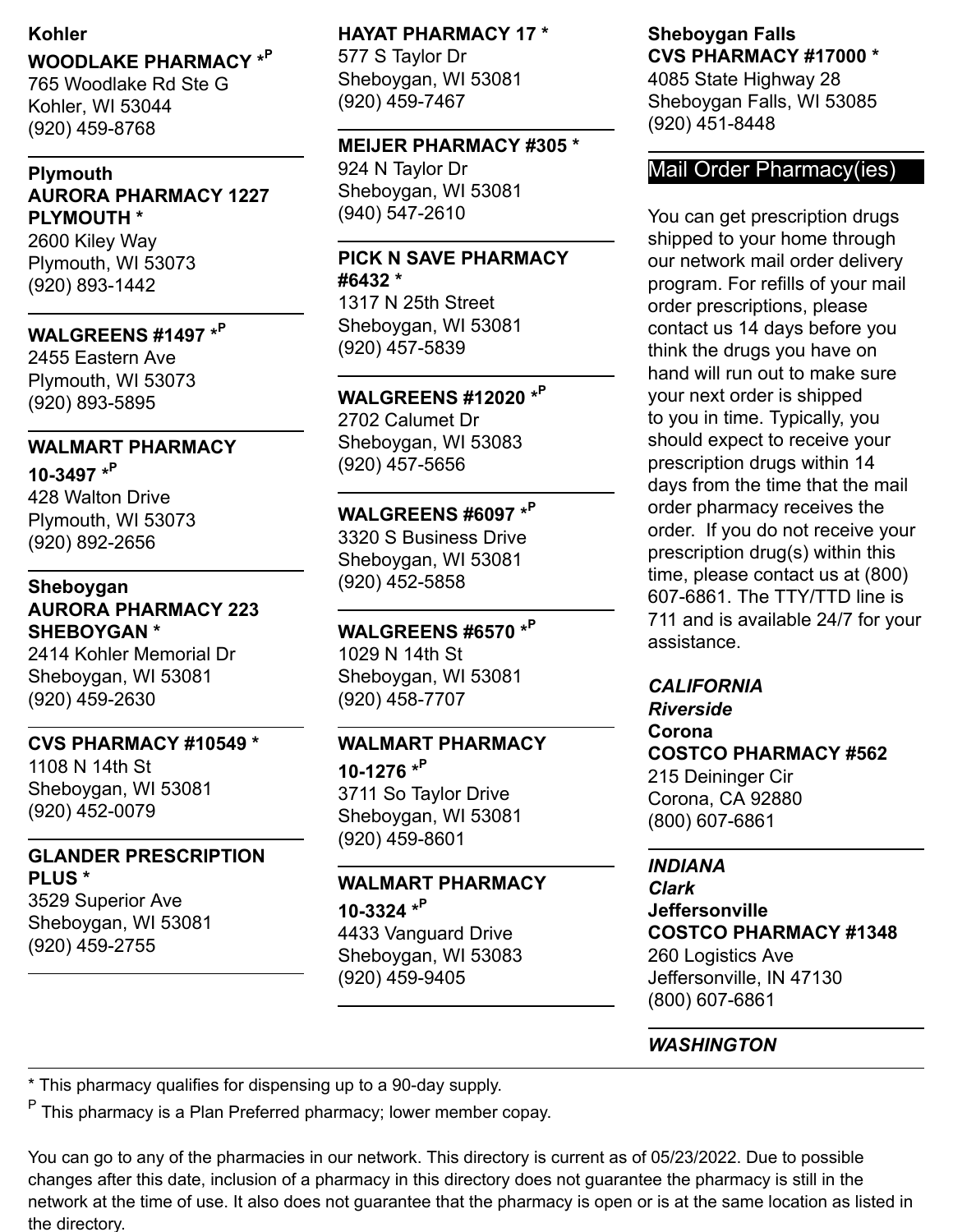**Kohler**

**WOODLAKE PHARMACY *P**
765 Woodlake Rd Ste G
Kohler, WI 53044
(920) 459-8768

---

**Plymouth**

**AURORA PHARMACY 1227 PLYMOUTH ***
2600 Kiley Way
Plymouth, WI 53073
(920) 893-1442

---

**WALGREENS #1497 *P**
2455 Eastern Ave
Plymouth, WI 53073
(920) 893-5895

---

**WALMART PHARMACY 10-3497 *P**
428 Walton Drive
Plymouth, WI 53073
(920) 892-2656

---

**Sheboygan**

**AURORA PHARMACY 223 SHEBOYGAN ***
2414 Kohler Memorial Dr
Sheboygan, WI 53081
(920) 459-2630

---

**CVS PHARMACY #10549 ***
1108 N 14th St
Sheboygan, WI 53081
(920) 452-0079

---

**GLANDER PRESCRIPTION PLUS ***
3529 Superior Ave
Sheboygan, WI 53081
(920) 459-2755

---

**HAYAT PHARMACY 17 ***
577 S Taylor Dr
Sheboygan, WI 53081
(920) 459-7467

---

**MEIJER PHARMACY #305 ***
924 N Taylor Dr
Sheboygan, WI 53081
(940) 547-2610

---

**PICK N SAVE PHARMACY #6432 ***
1317 N 25th Street
Sheboygan, WI 53081
(920) 457-5839

---

**WALGREENS #12020 *P**
2702 Calumet Dr
Sheboygan, WI 53083
(920) 457-5656

---

**WALGREENS #6097 *P**
3320 S Business Drive
Sheboygan, WI 53081
(920) 452-5858

---

**WALGREENS #6570 *P**
1029 N 14th St
Sheboygan, WI 53081
(920) 458-7707

---

**WALMART PHARMACY 10-1276 *P**
3711 So Taylor Drive
Sheboygan, WI 53081
(920) 459-8601

---

**WALMART PHARMACY 10-3324 *P**
4433 Vanguard Drive
Sheboygan, WI 53083
(920) 459-9405

---

**Sheboygan Falls**

**CVS PHARMACY #17000 ***
4085 State Highway 28
Sheboygan Falls, WI 53085
(920) 451-8448

---

## Mail Order Pharmacy(ies)

You can get prescription drugs shipped to your home through our network mail order delivery program. For refills of your mail order prescriptions, please contact us 14 days before you think the drugs you have on hand will run out to make sure your next order is shipped to you in time. Typically, you should expect to receive your prescription drugs within 14 days from the time that the mail order pharmacy receives the order. If you do not receive your prescription drug(s) within this time, please contact us at (800) 607-6861. The TTY/TTD line is 711 and is available 24/7 for your assistance.

***CALIFORNIA***

***Riverside***

**Corona**

**COSTCO PHARMACY #562**
215 Deininger Cir
Corona, CA 92880
(800) 607-6861

---

***INDIANA***

***Clark***

**Jeffersonville**

**COSTCO PHARMACY #1348**
260 Logistics Ave
Jeffersonville, IN 47130
(800) 607-6861

---

***WASHINGTON***

---

* This pharmacy qualifies for dispensing up to a 90-day supply.

P This pharmacy is a Plan Preferred pharmacy; lower member copay.

You can go to any of the pharmacies in our network. This directory is current as of 05/23/2022. Due to possible changes after this date, inclusion of a pharmacy in this directory does not guarantee the pharmacy is still in the network at the time of use. It also does not guarantee that the pharmacy is open or is at the same location as listed in the directory.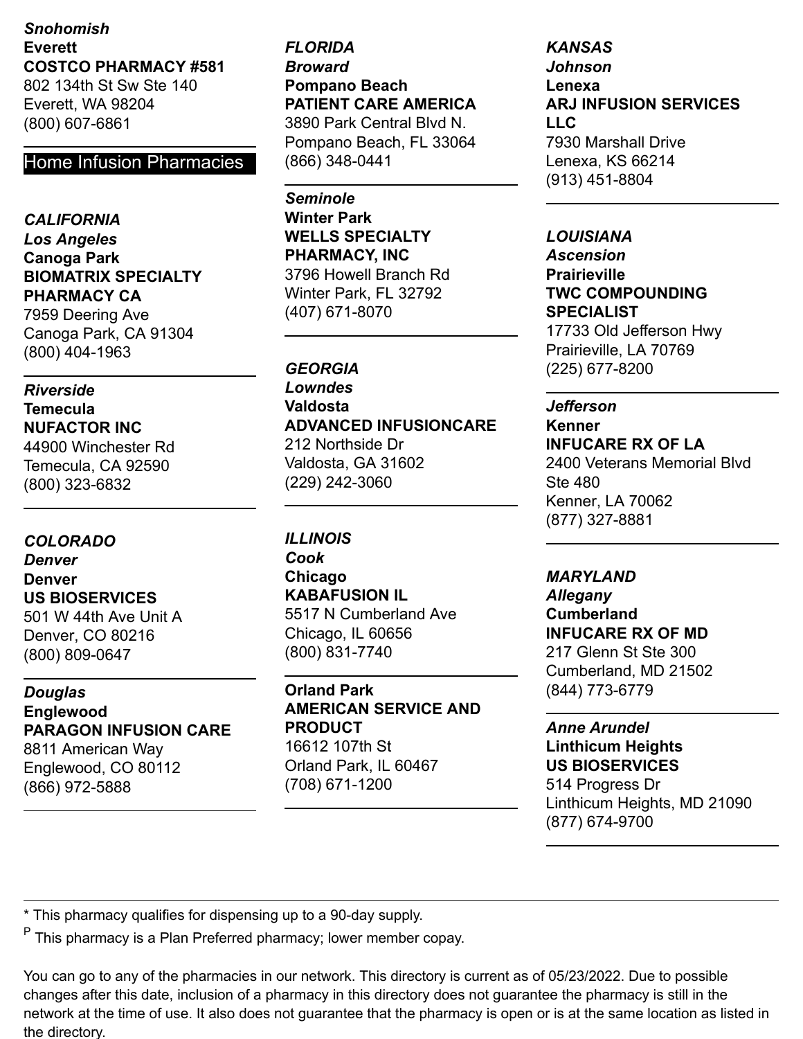*Snohomish*
**Everett**
**COSTCO PHARMACY #581**
802 134th St Sw Ste 140
Everett, WA 98204
(800) 607-6861

## Home Infusion Pharmacies

*CALIFORNIA*
*Los Angeles*
**Canoga Park**
**BIOMATRIX SPECIALTY PHARMACY CA**
7959 Deering Ave
Canoga Park, CA 91304
(800) 404-1963

*Riverside*
**Temecula**
**NUFACTOR INC**
44900 Winchester Rd
Temecula, CA 92590
(800) 323-6832

*COLORADO*
*Denver*
**Denver**
**US BIOSERVICES**
501 W 44th Ave Unit A
Denver, CO 80216
(800) 809-0647

*Douglas*
**Englewood**
**PARAGON INFUSION CARE**
8811 American Way
Englewood, CO 80112
(866) 972-5888

*FLORIDA*
*Broward*
**Pompano Beach**
**PATIENT CARE AMERICA**
3890 Park Central Blvd N.
Pompano Beach, FL 33064
(866) 348-0441

*Seminole*
**Winter Park**
**WELLS SPECIALTY PHARMACY, INC**
3796 Howell Branch Rd
Winter Park, FL 32792
(407) 671-8070

*GEORGIA*
*Lowndes*
**Valdosta**
**ADVANCED INFUSIONCARE**
212 Northside Dr
Valdosta, GA 31602
(229) 242-3060

*ILLINOIS*
*Cook*
**Chicago**
**KABAFUSION IL**
5517 N Cumberland Ave
Chicago, IL 60656
(800) 831-7740

**Orland Park**
**AMERICAN SERVICE AND PRODUCT**
16612 107th St
Orland Park, IL 60467
(708) 671-1200

*KANSAS*
*Johnson*
**Lenexa**
**ARJ INFUSION SERVICES LLC**
7930 Marshall Drive
Lenexa, KS 66214
(913) 451-8804

*LOUISIANA*
*Ascension*
**Prairieville**
**TWC COMPOUNDING SPECIALIST**
17733 Old Jefferson Hwy
Prairieville, LA 70769
(225) 677-8200

*Jefferson*
**Kenner**
**INFUCARE RX OF LA**
2400 Veterans Memorial Blvd Ste 480
Kenner, LA 70062
(877) 327-8881

*MARYLAND*
*Allegany*
**Cumberland**
**INFUCARE RX OF MD**
217 Glenn St Ste 300
Cumberland, MD 21502
(844) 773-6779

*Anne Arundel*
**Linthicum Heights**
**US BIOSERVICES**
514 Progress Dr
Linthicum Heights, MD 21090
(877) 674-9700

---

* This pharmacy qualifies for dispensing up to a 90-day supply.

[P] This pharmacy is a Plan Preferred pharmacy; lower member copay.

You can go to any of the pharmacies in our network. This directory is current as of 05/23/2022. Due to possible changes after this date, inclusion of a pharmacy in this directory does not guarantee the pharmacy is still in the network at the time of use. It also does not guarantee that the pharmacy is open or is at the same location as listed in the directory.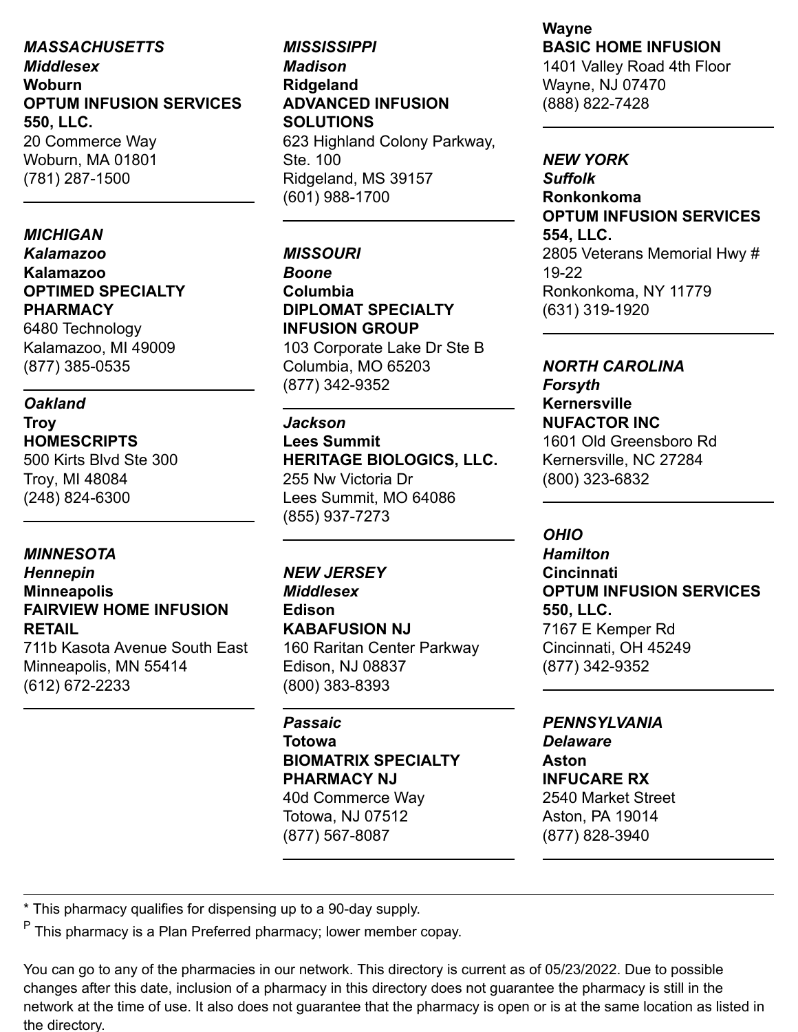*MASSACHUSETTS*
*Middlesex*
**Woburn**
**OPTUM INFUSION SERVICES 550, LLC.**
20 Commerce Way
Woburn, MA 01801
(781) 287-1500

---

*MICHIGAN*
*Kalamazoo*
**Kalamazoo**
**OPTIMED SPECIALTY PHARMACY**
6480 Technology
Kalamazoo, MI 49009
(877) 385-0535

---

*Oakland*
**Troy**
**HOMESCRIPTS**
500 Kirts Blvd Ste 300
Troy, MI 48084
(248) 824-6300

---

*MINNESOTA*
*Hennepin*
**Minneapolis**
**FAIRVIEW HOME INFUSION RETAIL**
711b Kasota Avenue South East
Minneapolis, MN 55414
(612) 672-2233

---

*MISSISSIPPI*
*Madison*
**Ridgeland**
**ADVANCED INFUSION SOLUTIONS**
623 Highland Colony Parkway, Ste. 100
Ridgeland, MS 39157
(601) 988-1700

---

*MISSOURI*
*Boone*
**Columbia**
**DIPLOMAT SPECIALTY INFUSION GROUP**
103 Corporate Lake Dr Ste B
Columbia, MO 65203
(877) 342-9352

---

*Jackson*
**Lees Summit**
**HERITAGE BIOLOGICS, LLC.**
255 Nw Victoria Dr
Lees Summit, MO 64086
(855) 937-7273

---

*NEW JERSEY*
*Middlesex*
**Edison**
**KABAFUSION NJ**
160 Raritan Center Parkway
Edison, NJ 08837
(800) 383-8393

---

*Passaic*
**Totowa**
**BIOMATRIX SPECIALTY PHARMACY NJ**
40d Commerce Way
Totowa, NJ 07512
(877) 567-8087

---

**Wayne**
**BASIC HOME INFUSION**
1401 Valley Road 4th Floor
Wayne, NJ 07470
(888) 822-7428

---

*NEW YORK*
*Suffolk*
**Ronkonkoma**
**OPTUM INFUSION SERVICES 554, LLC.**
2805 Veterans Memorial Hwy # 19-22
Ronkonkoma, NY 11779
(631) 319-1920

---

*NORTH CAROLINA*
*Forsyth*
**Kernersville**
**NUFACTOR INC**
1601 Old Greensboro Rd
Kernersville, NC 27284
(800) 323-6832

---

*OHIO*
*Hamilton*
**Cincinnati**
**OPTUM INFUSION SERVICES 550, LLC.**
7167 E Kemper Rd
Cincinnati, OH 45249
(877) 342-9352

---

*PENNSYLVANIA*
*Delaware*
**Aston**
**INFUCARE RX**
2540 Market Street
Aston, PA 19014
(877) 828-3940

---

* This pharmacy qualifies for dispensing up to a 90-day supply.

[P] This pharmacy is a Plan Preferred pharmacy; lower member copay.

You can go to any of the pharmacies in our network. This directory is current as of 05/23/2022. Due to possible changes after this date, inclusion of a pharmacy in this directory does not guarantee the pharmacy is still in the network at the time of use. It also does not guarantee that the pharmacy is open or is at the same location as listed in the directory.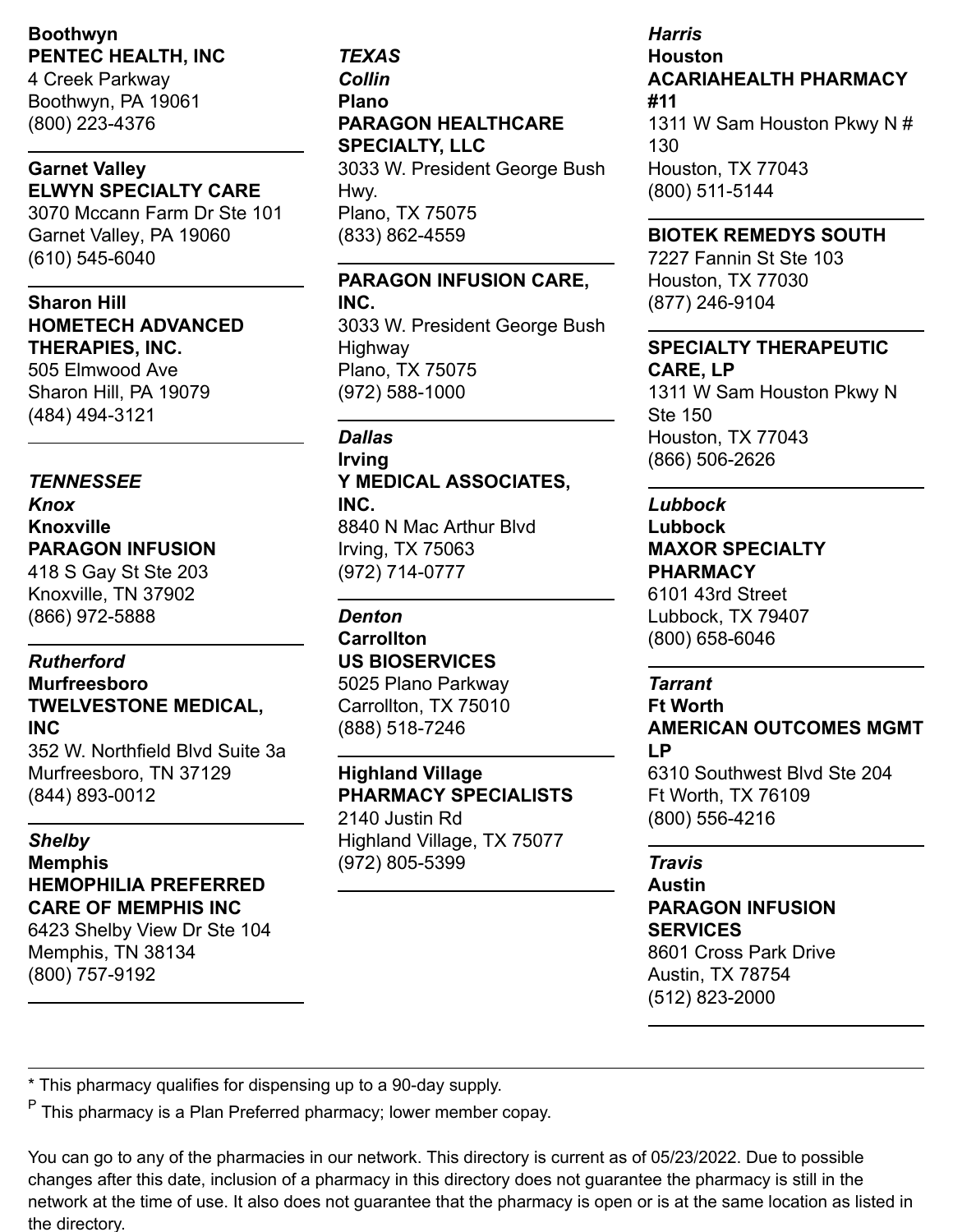**Boothwyn**
**PENTEC HEALTH, INC**
4 Creek Parkway
Boothwyn, PA 19061
(800) 223-4376

---

**Garnet Valley**
**ELWYN SPECIALTY CARE**
3070 Mccann Farm Dr Ste 101
Garnet Valley, PA 19060
(610) 545-6040

---

**Sharon Hill**
**HOMETECH ADVANCED THERAPIES, INC.**
505 Elmwood Ave
Sharon Hill, PA 19079
(484) 494-3121

---

***TENNESSEE***
***Knox***
**Knoxville**
**PARAGON INFUSION**
418 S Gay St Ste 203
Knoxville, TN 37902
(866) 972-5888

---

***Rutherford***
**Murfreesboro**
**TWELVESTONE MEDICAL, INC**
352 W. Northfield Blvd Suite 3a
Murfreesboro, TN 37129
(844) 893-0012

---

***Shelby***
**Memphis**
**HEMOPHILIA PREFERRED CARE OF MEMPHIS INC**
6423 Shelby View Dr Ste 104
Memphis, TN 38134
(800) 757-9192

---

***TEXAS***
***Collin***
**Plano**
**PARAGON HEALTHCARE SPECIALTY, LLC**
3033 W. President George Bush Hwy.
Plano, TX 75075
(833) 862-4559

---

**PARAGON INFUSION CARE, INC.**
3033 W. President George Bush Highway
Plano, TX 75075
(972) 588-1000

---

***Dallas***
**Irving**
**Y MEDICAL ASSOCIATES, INC.**
8840 N Mac Arthur Blvd
Irving, TX 75063
(972) 714-0777

---

***Denton***
**Carrollton**
**US BIOSERVICES**
5025 Plano Parkway
Carrollton, TX 75010
(888) 518-7246

---

**Highland Village**
**PHARMACY SPECIALISTS**
2140 Justin Rd
Highland Village, TX 75077
(972) 805-5399

---

***Harris***
**Houston**
**ACARIAHEALTH PHARMACY #11**
1311 W Sam Houston Pkwy N # 130
Houston, TX 77043
(800) 511-5144

---

**BIOTEK REMEDYS SOUTH**
7227 Fannin St Ste 103
Houston, TX 77030
(877) 246-9104

---

**SPECIALTY THERAPEUTIC CARE, LP**
1311 W Sam Houston Pkwy N Ste 150
Houston, TX 77043
(866) 506-2626

---

***Lubbock***
**Lubbock**
**MAXOR SPECIALTY PHARMACY**
6101 43rd Street
Lubbock, TX 79407
(800) 658-6046

---

***Tarrant***
**Ft Worth**
**AMERICAN OUTCOMES MGMT LP**
6310 Southwest Blvd Ste 204
Ft Worth, TX 76109
(800) 556-4216

---

***Travis***
**Austin**
**PARAGON INFUSION SERVICES**
8601 Cross Park Drive
Austin, TX 78754
(512) 823-2000

---

\* This pharmacy qualifies for dispensing up to a 90-day supply.

P This pharmacy is a Plan Preferred pharmacy; lower member copay.

You can go to any of the pharmacies in our network. This directory is current as of 05/23/2022. Due to possible changes after this date, inclusion of a pharmacy in this directory does not guarantee the pharmacy is still in the network at the time of use. It also does not guarantee that the pharmacy is open or is at the same location as listed in the directory.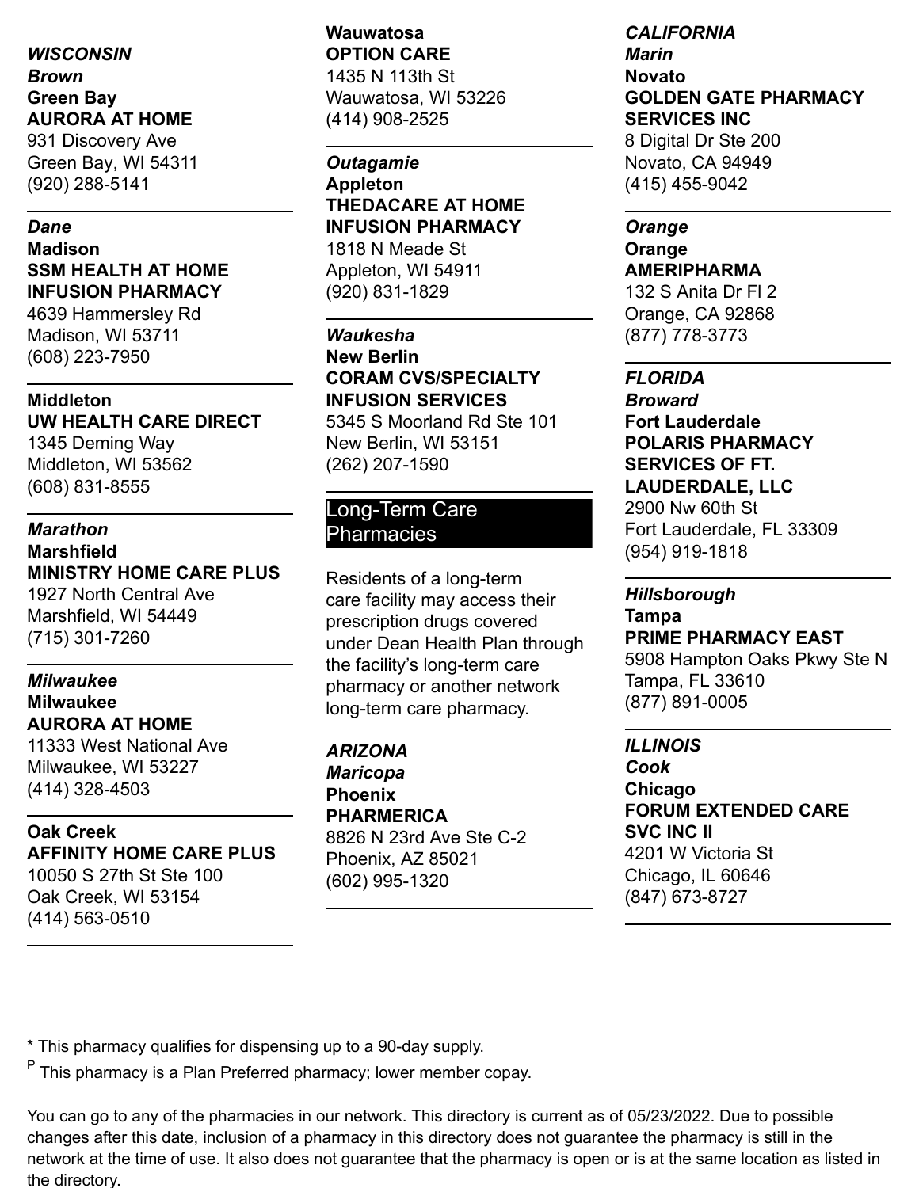*WISCONSIN*

*Brown*

**Green Bay**

**AURORA AT HOME**

931 Discovery Ave
Green Bay, WI 54311
(920) 288-5141

---

*Dane*

**Madison**

**SSM HEALTH AT HOME INFUSION PHARMACY**

4639 Hammersley Rd
Madison, WI 53711
(608) 223-7950

---

**Middleton**

**UW HEALTH CARE DIRECT**

1345 Deming Way
Middleton, WI 53562
(608) 831-8555

---

*Marathon*

**Marshfield**

**MINISTRY HOME CARE PLUS**

1927 North Central Ave
Marshfield, WI 54449
(715) 301-7260

---

*Milwaukee*

**Milwaukee**

**AURORA AT HOME**

11333 West National Ave
Milwaukee, WI 53227
(414) 328-4503

---

**Oak Creek**

**AFFINITY HOME CARE PLUS**

10050 S 27th St Ste 100
Oak Creek, WI 53154
(414) 563-0510

---

**Wauwatosa**

**OPTION CARE**

1435 N 113th St
Wauwatosa, WI 53226
(414) 908-2525

---

*Outagamie*

**Appleton**

**THEDACARE AT HOME INFUSION PHARMACY**

1818 N Meade St
Appleton, WI 54911
(920) 831-1829

---

*Waukesha*

**New Berlin**

**CORAM CVS/SPECIALTY INFUSION SERVICES**

5345 S Moorland Rd Ste 101
New Berlin, WI 53151
(262) 207-1590

---

## Long-Term Care Pharmacies

Residents of a long-term care facility may access their prescription drugs covered under Dean Health Plan through the facility's long-term care pharmacy or another network long-term care pharmacy.

*ARIZONA*

*Maricopa*

**Phoenix**

**PHARMERICA**

8826 N 23rd Ave Ste C-2
Phoenix, AZ 85021
(602) 995-1320

---

*CALIFORNIA*

*Marin*

**Novato**

**GOLDEN GATE PHARMACY SERVICES INC**

8 Digital Dr Ste 200
Novato, CA 94949
(415) 455-9042

---

*Orange*

**Orange**

**AMERIPHARMA**

132 S Anita Dr Fl 2
Orange, CA 92868
(877) 778-3773

---

*FLORIDA*

*Broward*

**Fort Lauderdale**

**POLARIS PHARMACY SERVICES OF FT. LAUDERDALE, LLC**

2900 Nw 60th St
Fort Lauderdale, FL 33309
(954) 919-1818

---

*Hillsborough*

**Tampa**

**PRIME PHARMACY EAST**

5908 Hampton Oaks Pkwy Ste N
Tampa, FL 33610
(877) 891-0005

---

*ILLINOIS*

*Cook*

**Chicago**

**FORUM EXTENDED CARE SVC INC II**

4201 W Victoria St
Chicago, IL 60646
(847) 673-8727

---

* This pharmacy qualifies for dispensing up to a 90-day supply.

P This pharmacy is a Plan Preferred pharmacy; lower member copay.

You can go to any of the pharmacies in our network. This directory is current as of 05/23/2022. Due to possible changes after this date, inclusion of a pharmacy in this directory does not guarantee the pharmacy is still in the network at the time of use. It also does not guarantee that the pharmacy is open or is at the same location as listed in the directory.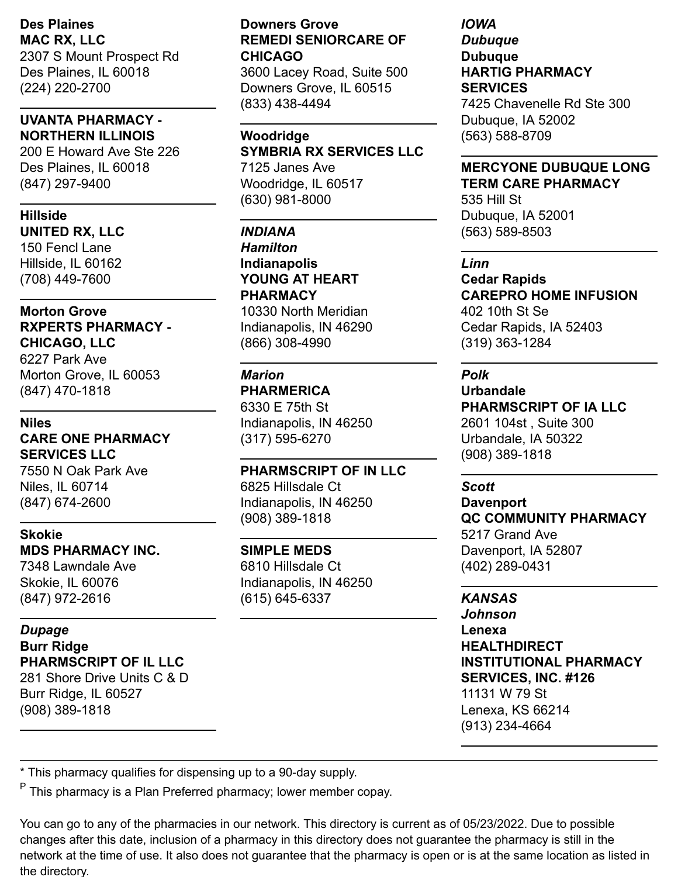**Des Plaines**
**MAC RX, LLC**
2307 S Mount Prospect Rd
Des Plaines, IL 60018
(224) 220-2700

---

**UVANTA PHARMACY - NORTHERN ILLINOIS**
200 E Howard Ave Ste 226
Des Plaines, IL 60018
(847) 297-9400

---

**Hillside**
**UNITED RX, LLC**
150 Fencl Lane
Hillside, IL 60162
(708) 449-7600

---

**Morton Grove**
**RXPERTS PHARMACY - CHICAGO, LLC**
6227 Park Ave
Morton Grove, IL 60053
(847) 470-1818

---

**Niles**
**CARE ONE PHARMACY SERVICES LLC**
7550 N Oak Park Ave
Niles, IL 60714
(847) 674-2600

---

**Skokie**
**MDS PHARMACY INC.**
7348 Lawndale Ave
Skokie, IL 60076
(847) 972-2616

---

***Dupage***
**Burr Ridge**
**PHARMSCRIPT OF IL LLC**
281 Shore Drive Units C & D
Burr Ridge, IL 60527
(908) 389-1818

---

**Downers Grove**
**REMEDI SENIORCARE OF CHICAGO**
3600 Lacey Road, Suite 500
Downers Grove, IL 60515
(833) 438-4494

---

**Woodridge**
**SYMBRIA RX SERVICES LLC**
7125 Janes Ave
Woodridge, IL 60517
(630) 981-8000

---

***INDIANA***
***Hamilton***
**Indianapolis**
**YOUNG AT HEART PHARMACY**
10330 North Meridian
Indianapolis, IN 46290
(866) 308-4990

---

***Marion***
**PHARMERICA**
6330 E 75th St
Indianapolis, IN 46250
(317) 595-6270

---

**PHARMSCRIPT OF IN LLC**
6825 Hillsdale Ct
Indianapolis, IN 46250
(908) 389-1818

---

**SIMPLE MEDS**
6810 Hillsdale Ct
Indianapolis, IN 46250
(615) 645-6337

---

***IOWA***
***Dubuque***
**Dubuque**
**HARTIG PHARMACY SERVICES**
7425 Chavenelle Rd Ste 300
Dubuque, IA 52002
(563) 588-8709

---

**MERCYONE DUBUQUE LONG TERM CARE PHARMACY**
535 Hill St
Dubuque, IA 52001
(563) 589-8503

---

***Linn***
**Cedar Rapids**
**CAREPRO HOME INFUSION**
402 10th St Se
Cedar Rapids, IA 52403
(319) 363-1284

---

***Polk***
**Urbandale**
**PHARMSCRIPT OF IA LLC**
2601 104st , Suite 300
Urbandale, IA 50322
(908) 389-1818

---

***Scott***
**Davenport**
**QC COMMUNITY PHARMACY**
5217 Grand Ave
Davenport, IA 52807
(402) 289-0431

---

***KANSAS***
***Johnson***
**Lenexa**
**HEALTHDIRECT INSTITUTIONAL PHARMACY SERVICES, INC. #126**
11131 W 79 St
Lenexa, KS 66214
(913) 234-4664

---

* This pharmacy qualifies for dispensing up to a 90-day supply.

P This pharmacy is a Plan Preferred pharmacy; lower member copay.

You can go to any of the pharmacies in our network. This directory is current as of 05/23/2022. Due to possible changes after this date, inclusion of a pharmacy in this directory does not guarantee the pharmacy is still in the network at the time of use. It also does not guarantee that the pharmacy is open or is at the same location as listed in the directory.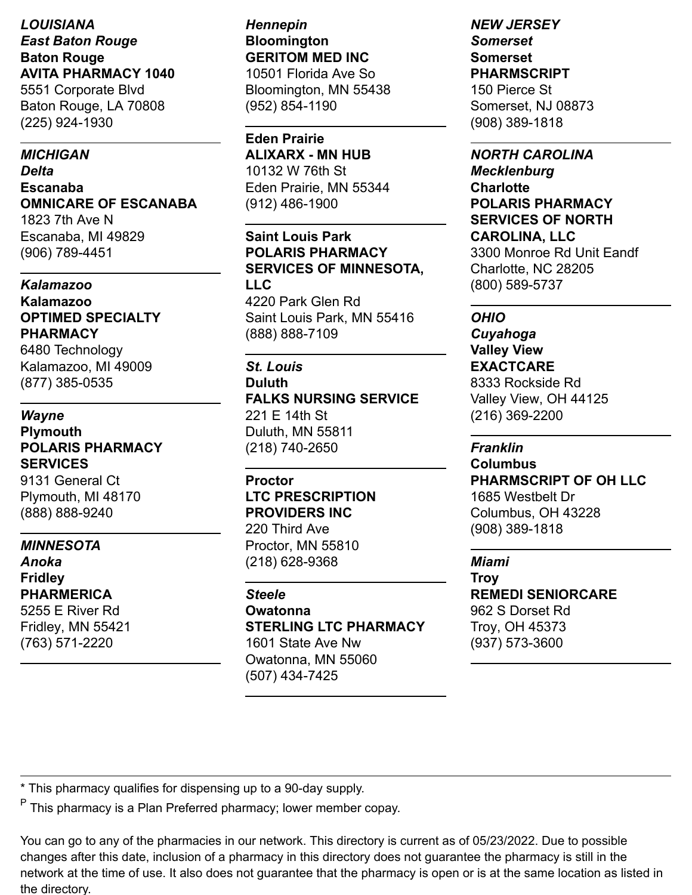***LOUISIANA***
***East Baton Rouge***
**Baton Rouge**
**AVITA PHARMACY 1040**
5551 Corporate Blvd
Baton Rouge, LA 70808
(225) 924-1930

---

***MICHIGAN***
***Delta***
**Escanaba**
**OMNICARE OF ESCANABA**
1823 7th Ave N
Escanaba, MI 49829
(906) 789-4451

---

***Kalamazoo***
**Kalamazoo**
**OPTIMED SPECIALTY PHARMACY**
6480 Technology
Kalamazoo, MI 49009
(877) 385-0535

---

***Wayne***
**Plymouth**
**POLARIS PHARMACY SERVICES**
9131 General Ct
Plymouth, MI 48170
(888) 888-9240

---

***MINNESOTA***
***Anoka***
**Fridley**
**PHARMERICA**
5255 E River Rd
Fridley, MN 55421
(763) 571-2220

---

***Hennepin***
**Bloomington**
**GERITOM MED INC**
10501 Florida Ave So
Bloomington, MN 55438
(952) 854-1190

---

**Eden Prairie**
**ALIXARX - MN HUB**
10132 W 76th St
Eden Prairie, MN 55344
(912) 486-1900

---

**Saint Louis Park**
**POLARIS PHARMACY SERVICES OF MINNESOTA, LLC**
4220 Park Glen Rd
Saint Louis Park, MN 55416
(888) 888-7109

---

***St. Louis***
**Duluth**
**FALKS NURSING SERVICE**
221 E 14th St
Duluth, MN 55811
(218) 740-2650

---

**Proctor**
**LTC PRESCRIPTION PROVIDERS INC**
220 Third Ave
Proctor, MN 55810
(218) 628-9368

---

***Steele***
**Owatonna**
**STERLING LTC PHARMACY**
1601 State Ave Nw
Owatonna, MN 55060
(507) 434-7425

---

***NEW JERSEY***
***Somerset***
**Somerset**
**PHARMSCRIPT**
150 Pierce St
Somerset, NJ 08873
(908) 389-1818

---

***NORTH CAROLINA***
***Mecklenburg***
**Charlotte**
**POLARIS PHARMACY SERVICES OF NORTH CAROLINA, LLC**
3300 Monroe Rd Unit Eandf
Charlotte, NC 28205
(800) 589-5737

---

***OHIO***
***Cuyahoga***
**Valley View**
**EXACTCARE**
8333 Rockside Rd
Valley View, OH 44125
(216) 369-2200

---

***Franklin***
**Columbus**
**PHARMSCRIPT OF OH LLC**
1685 Westbelt Dr
Columbus, OH 43228
(908) 389-1818

---

***Miami***
**Troy**
**REMEDI SENIORCARE**
962 S Dorset Rd
Troy, OH 45373
(937) 573-3600

---

\* This pharmacy qualifies for dispensing up to a 90-day supply.

[P] This pharmacy is a Plan Preferred pharmacy; lower member copay.

You can go to any of the pharmacies in our network. This directory is current as of 05/23/2022. Due to possible changes after this date, inclusion of a pharmacy in this directory does not guarantee the pharmacy is still in the network at the time of use. It also does not guarantee that the pharmacy is open or is at the same location as listed in the directory.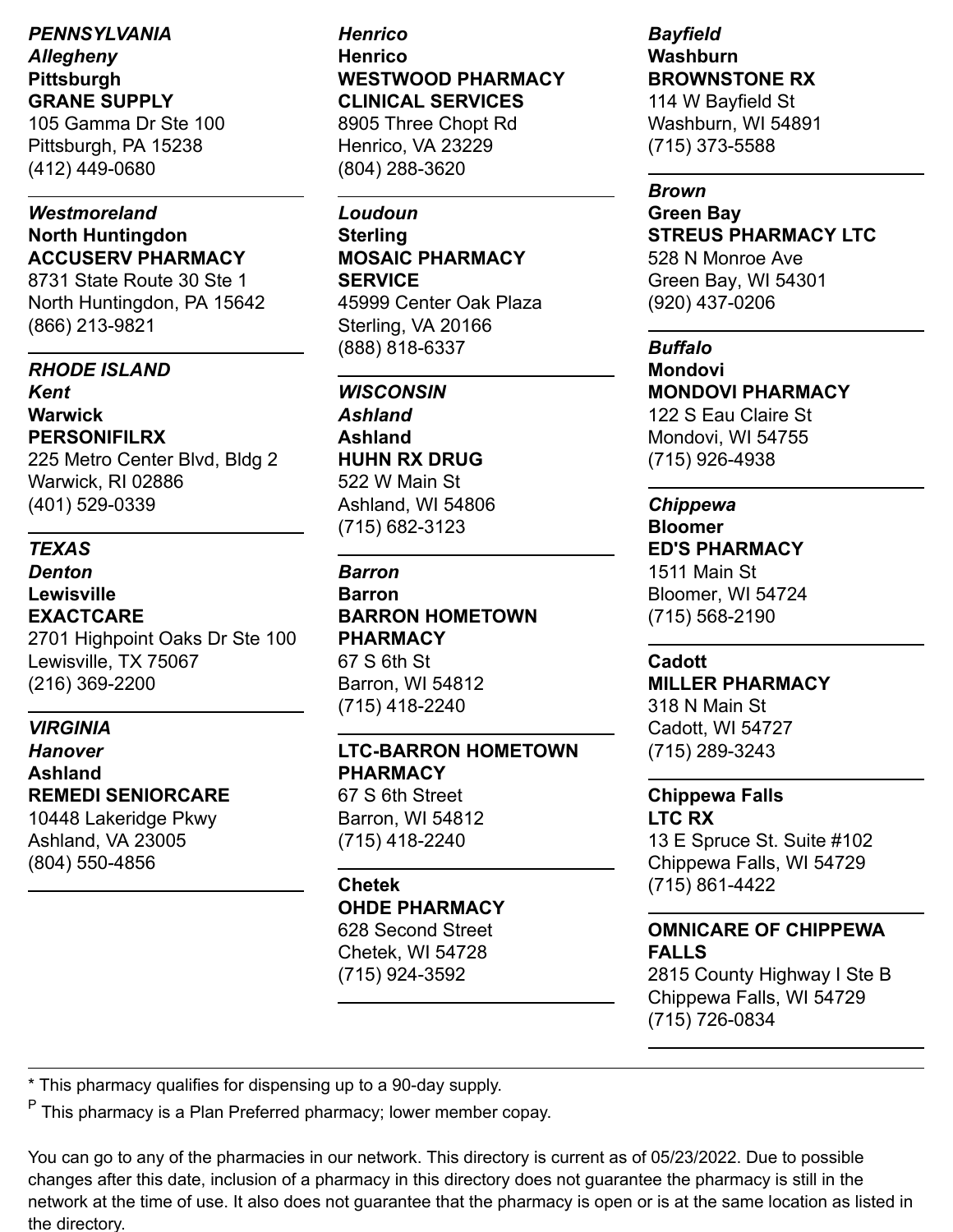***PENNSYLVANIA***
***Allegheny***
**Pittsburgh**
**GRANE SUPPLY**
105 Gamma Dr Ste 100
Pittsburgh, PA 15238
(412) 449-0680

---

***Westmoreland***
**North Huntingdon**
**ACCUSERV PHARMACY**
8731 State Route 30 Ste 1
North Huntingdon, PA 15642
(866) 213-9821

---

***RHODE ISLAND***
***Kent***
**Warwick**
**PERSONIFILRX**
225 Metro Center Blvd, Bldg 2
Warwick, RI 02886
(401) 529-0339

---

***TEXAS***
***Denton***
**Lewisville**
**EXACTCARE**
2701 Highpoint Oaks Dr Ste 100
Lewisville, TX 75067
(216) 369-2200

---

***VIRGINIA***
***Hanover***
**Ashland**
**REMEDI SENIORCARE**
10448 Lakeridge Pkwy
Ashland, VA 23005
(804) 550-4856

---

***Henrico***
**Henrico**
**WESTWOOD PHARMACY CLINICAL SERVICES**
8905 Three Chopt Rd
Henrico, VA 23229
(804) 288-3620

---

***Loudoun***
**Sterling**
**MOSAIC PHARMACY SERVICE**
45999 Center Oak Plaza
Sterling, VA 20166
(888) 818-6337

---

***WISCONSIN***
***Ashland***
**Ashland**
**HUHN RX DRUG**
522 W Main St
Ashland, WI 54806
(715) 682-3123

---

***Barron***
**Barron**
**BARRON HOMETOWN PHARMACY**
67 S 6th St
Barron, WI 54812
(715) 418-2240

---

**LTC-BARRON HOMETOWN PHARMACY**
67 S 6th Street
Barron, WI 54812
(715) 418-2240

---

**Chetek**
**OHDE PHARMACY**
628 Second Street
Chetek, WI 54728
(715) 924-3592

---

***Bayfield***
**Washburn**
**BROWNSTONE RX**
114 W Bayfield St
Washburn, WI 54891
(715) 373-5588

---

***Brown***
**Green Bay**
**STREUS PHARMACY LTC**
528 N Monroe Ave
Green Bay, WI 54301
(920) 437-0206

---

***Buffalo***
**Mondovi**
**MONDOVI PHARMACY**
122 S Eau Claire St
Mondovi, WI 54755
(715) 926-4938

---

***Chippewa***
**Bloomer**
**ED'S PHARMACY**
1511 Main St
Bloomer, WI 54724
(715) 568-2190

---

**Cadott**
**MILLER PHARMACY**
318 N Main St
Cadott, WI 54727
(715) 289-3243

---

**Chippewa Falls**
**LTC RX**
13 E Spruce St. Suite #102
Chippewa Falls, WI 54729
(715) 861-4422

---

**OMNICARE OF CHIPPEWA FALLS**
2815 County Highway I Ste B
Chippewa Falls, WI 54729
(715) 726-0834

---

* This pharmacy qualifies for dispensing up to a 90-day supply.

P This pharmacy is a Plan Preferred pharmacy; lower member copay.

You can go to any of the pharmacies in our network. This directory is current as of 05/23/2022. Due to possible changes after this date, inclusion of a pharmacy in this directory does not guarantee the pharmacy is still in the network at the time of use. It also does not guarantee that the pharmacy is open or is at the same location as listed in the directory.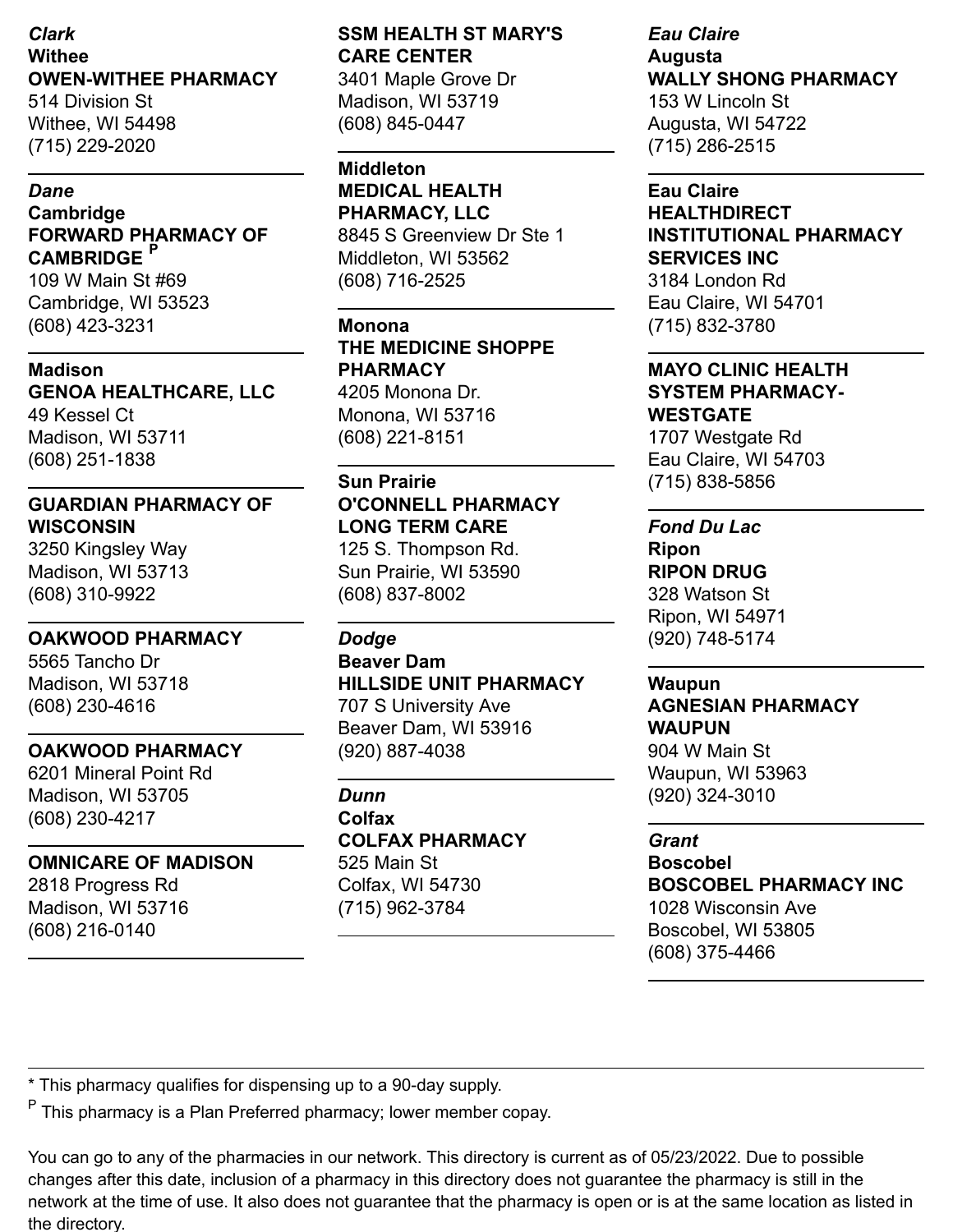*Clark*

**Withee**

**OWEN-WITHEE PHARMACY**
514 Division St
Withee, WI 54498
(715) 229-2020

---

*Dane*

**Cambridge**

**FORWARD PHARMACY OF CAMBRIDGE** P
109 W Main St #69
Cambridge, WI 53523
(608) 423-3231

---

**Madison**

**GENOA HEALTHCARE, LLC**
49 Kessel Ct
Madison, WI 53711
(608) 251-1838

---

**GUARDIAN PHARMACY OF WISCONSIN**
3250 Kingsley Way
Madison, WI 53713
(608) 310-9922

---

**OAKWOOD PHARMACY**
5565 Tancho Dr
Madison, WI 53718
(608) 230-4616

---

**OAKWOOD PHARMACY**
6201 Mineral Point Rd
Madison, WI 53705
(608) 230-4217

---

**OMNICARE OF MADISON**
2818 Progress Rd
Madison, WI 53716
(608) 216-0140

---

**SSM HEALTH ST MARY'S CARE CENTER**
3401 Maple Grove Dr
Madison, WI 53719
(608) 845-0447

---

**Middleton**

**MEDICAL HEALTH PHARMACY, LLC**
8845 S Greenview Dr Ste 1
Middleton, WI 53562
(608) 716-2525

---

**Monona**

**THE MEDICINE SHOPPE PHARMACY**
4205 Monona Dr.
Monona, WI 53716
(608) 221-8151

---

**Sun Prairie**

**O'CONNELL PHARMACY LONG TERM CARE**
125 S. Thompson Rd.
Sun Prairie, WI 53590
(608) 837-8002

---

*Dodge*

**Beaver Dam**

**HILLSIDE UNIT PHARMACY**
707 S University Ave
Beaver Dam, WI 53916
(920) 887-4038

---

*Dunn*

**Colfax**

**COLFAX PHARMACY**
525 Main St
Colfax, WI 54730
(715) 962-3784

---

*Eau Claire*

**Augusta**

**WALLY SHONG PHARMACY**
153 W Lincoln St
Augusta, WI 54722
(715) 286-2515

---

**Eau Claire**

**HEALTHDIRECT INSTITUTIONAL PHARMACY SERVICES INC**
3184 London Rd
Eau Claire, WI 54701
(715) 832-3780

---

**MAYO CLINIC HEALTH SYSTEM PHARMACY-WESTGATE**
1707 Westgate Rd
Eau Claire, WI 54703
(715) 838-5856

---

*Fond Du Lac*

**Ripon**

**RIPON DRUG**
328 Watson St
Ripon, WI 54971
(920) 748-5174

---

**Waupun**

**AGNESIAN PHARMACY WAUPUN**
904 W Main St
Waupun, WI 53963
(920) 324-3010

---

*Grant*

**Boscobel**

**BOSCOBEL PHARMACY INC**
1028 Wisconsin Ave
Boscobel, WI 53805
(608) 375-4466

---

* This pharmacy qualifies for dispensing up to a 90-day supply.

P This pharmacy is a Plan Preferred pharmacy; lower member copay.

You can go to any of the pharmacies in our network. This directory is current as of 05/23/2022. Due to possible changes after this date, inclusion of a pharmacy in this directory does not guarantee the pharmacy is still in the network at the time of use. It also does not guarantee that the pharmacy is open or is at the same location as listed in the directory.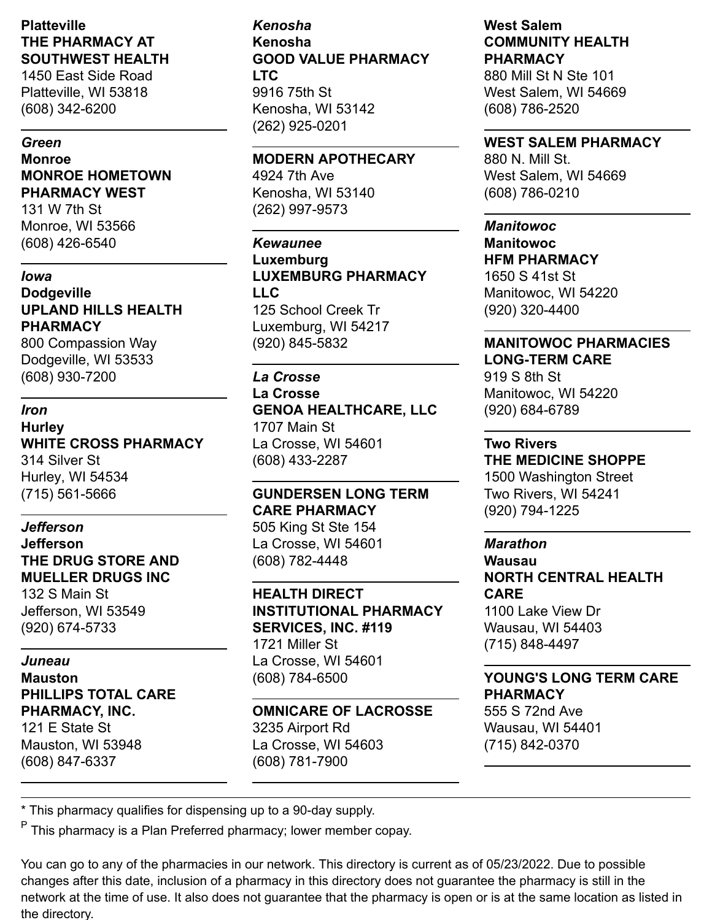**Platteville**
**THE PHARMACY AT SOUTHWEST HEALTH**
1450 East Side Road
Platteville, WI 53818
(608) 342-6200

---

*Green*

**Monroe**
**MONROE HOMETOWN PHARMACY WEST**
131 W 7th St
Monroe, WI 53566
(608) 426-6540

---

*Iowa*

**Dodgeville**
**UPLAND HILLS HEALTH PHARMACY**
800 Compassion Way
Dodgeville, WI 53533
(608) 930-7200

---

*Iron*

**Hurley**
**WHITE CROSS PHARMACY**
314 Silver St
Hurley, WI 54534
(715) 561-5666

---

*Jefferson*

**Jefferson**
**THE DRUG STORE AND MUELLER DRUGS INC**
132 S Main St
Jefferson, WI 53549
(920) 674-5733

---

*Juneau*

**Mauston**
**PHILLIPS TOTAL CARE PHARMACY, INC.**
121 E State St
Mauston, WI 53948
(608) 847-6337

---

*Kenosha*

**Kenosha**
**GOOD VALUE PHARMACY LTC**
9916 75th St
Kenosha, WI 53142
(262) 925-0201

---

**MODERN APOTHECARY**
4924 7th Ave
Kenosha, WI 53140
(262) 997-9573

---

*Kewaunee*

**Luxemburg**
**LUXEMBURG PHARMACY LLC**
125 School Creek Tr
Luxemburg, WI 54217
(920) 845-5832

---

*La Crosse*

**La Crosse**
**GENOA HEALTHCARE, LLC**
1707 Main St
La Crosse, WI 54601
(608) 433-2287

---

**GUNDERSEN LONG TERM CARE PHARMACY**
505 King St Ste 154
La Crosse, WI 54601
(608) 782-4448

---

**HEALTH DIRECT INSTITUTIONAL PHARMACY SERVICES, INC. #119**
1721 Miller St
La Crosse, WI 54601
(608) 784-6500

---

**OMNICARE OF LACROSSE**
3235 Airport Rd
La Crosse, WI 54603
(608) 781-7900

---

**West Salem**
**COMMUNITY HEALTH PHARMACY**
880 Mill St N Ste 101
West Salem, WI 54669
(608) 786-2520

---

**WEST SALEM PHARMACY**
880 N. Mill St.
West Salem, WI 54669
(608) 786-0210

---

*Manitowoc*

**Manitowoc**
**HFM PHARMACY**
1650 S 41st St
Manitowoc, WI 54220
(920) 320-4400

---

**MANITOWOC PHARMACIES LONG-TERM CARE**
919 S 8th St
Manitowoc, WI 54220
(920) 684-6789

---

**Two Rivers**
**THE MEDICINE SHOPPE**
1500 Washington Street
Two Rivers, WI 54241
(920) 794-1225

---

*Marathon*

**Wausau**
**NORTH CENTRAL HEALTH CARE**
1100 Lake View Dr
Wausau, WI 54403
(715) 848-4497

---

**YOUNG'S LONG TERM CARE PHARMACY**
555 S 72nd Ave
Wausau, WI 54401
(715) 842-0370

---

* This pharmacy qualifies for dispensing up to a 90-day supply.

P This pharmacy is a Plan Preferred pharmacy; lower member copay.

You can go to any of the pharmacies in our network. This directory is current as of 05/23/2022. Due to possible changes after this date, inclusion of a pharmacy in this directory does not guarantee the pharmacy is still in the network at the time of use. It also does not guarantee that the pharmacy is open or is at the same location as listed in the directory.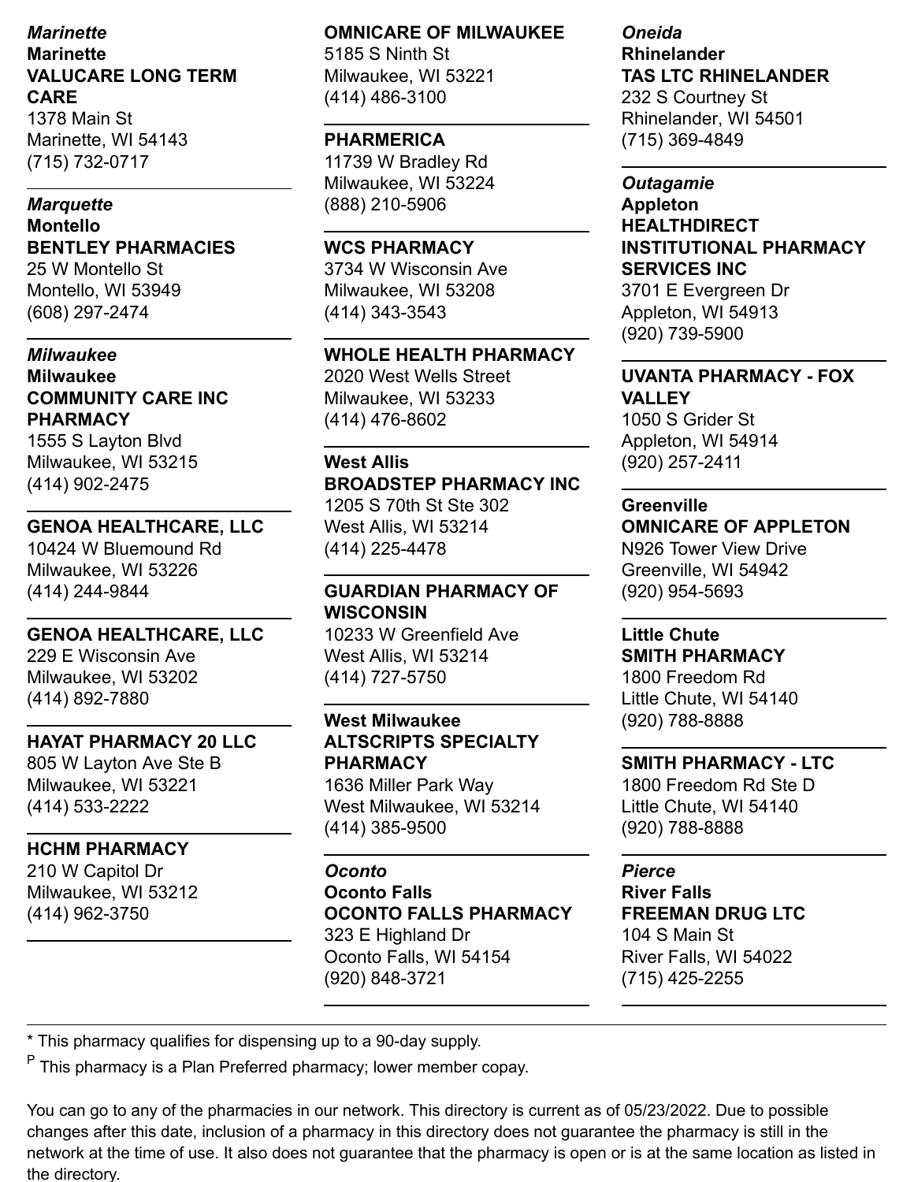*Marinette*

**Marinette**

**VALUCARE LONG TERM CARE**
1378 Main St
Marinette, WI 54143
(715) 732-0717

---

*Marquette*

**Montello**

**BENTLEY PHARMACIES**
25 W Montello St
Montello, WI 53949
(608) 297-2474

---

*Milwaukee*

**Milwaukee**

**COMMUNITY CARE INC PHARMACY**
1555 S Layton Blvd
Milwaukee, WI 53215
(414) 902-2475

---

**GENOA HEALTHCARE, LLC**
10424 W Bluemound Rd
Milwaukee, WI 53226
(414) 244-9844

---

**GENOA HEALTHCARE, LLC**
229 E Wisconsin Ave
Milwaukee, WI 53202
(414) 892-7880

---

**HAYAT PHARMACY 20 LLC**
805 W Layton Ave Ste B
Milwaukee, WI 53221
(414) 533-2222

---

**HCHM PHARMACY**
210 W Capitol Dr
Milwaukee, WI 53212
(414) 962-3750

---

**OMNICARE OF MILWAUKEE**
5185 S Ninth St
Milwaukee, WI 53221
(414) 486-3100

---

**PHARMERICA**
11739 W Bradley Rd
Milwaukee, WI 53224
(888) 210-5906

---

**WCS PHARMACY**
3734 W Wisconsin Ave
Milwaukee, WI 53208
(414) 343-3543

---

**WHOLE HEALTH PHARMACY**
2020 West Wells Street
Milwaukee, WI 53233
(414) 476-8602

---

**West Allis**

**BROADSTEP PHARMACY INC**
1205 S 70th St Ste 302
West Allis, WI 53214
(414) 225-4478

---

**GUARDIAN PHARMACY OF WISCONSIN**
10233 W Greenfield Ave
West Allis, WI 53214
(414) 727-5750

---

**West Milwaukee**

**ALTSCRIPTS SPECIALTY PHARMACY**
1636 Miller Park Way
West Milwaukee, WI 53214
(414) 385-9500

---

*Oconto*

**Oconto Falls**

**OCONTO FALLS PHARMACY**
323 E Highland Dr
Oconto Falls, WI 54154
(920) 848-3721

---

*Oneida*

**Rhinelander**

**TAS LTC RHINELANDER**
232 S Courtney St
Rhinelander, WI 54501
(715) 369-4849

---

*Outagamie*

**Appleton**

**HEALTHDIRECT INSTITUTIONAL PHARMACY SERVICES INC**
3701 E Evergreen Dr
Appleton, WI 54913
(920) 739-5900

---

**UVANTA PHARMACY - FOX VALLEY**
1050 S Grider St
Appleton, WI 54914
(920) 257-2411

---

**Greenville**

**OMNICARE OF APPLETON**
N926 Tower View Drive
Greenville, WI 54942
(920) 954-5693

---

**Little Chute**

**SMITH PHARMACY**
1800 Freedom Rd
Little Chute, WI 54140
(920) 788-8888

---

**SMITH PHARMACY - LTC**
1800 Freedom Rd Ste D
Little Chute, WI 54140
(920) 788-8888

---

*Pierce*

**River Falls**

**FREEMAN DRUG LTC**
104 S Main St
River Falls, WI 54022
(715) 425-2255

---

* This pharmacy qualifies for dispensing up to a 90-day supply.

P This pharmacy is a Plan Preferred pharmacy; lower member copay.

You can go to any of the pharmacies in our network. This directory is current as of 05/23/2022. Due to possible changes after this date, inclusion of a pharmacy in this directory does not guarantee the pharmacy is still in the network at the time of use. It also does not guarantee that the pharmacy is open or is at the same location as listed in the directory.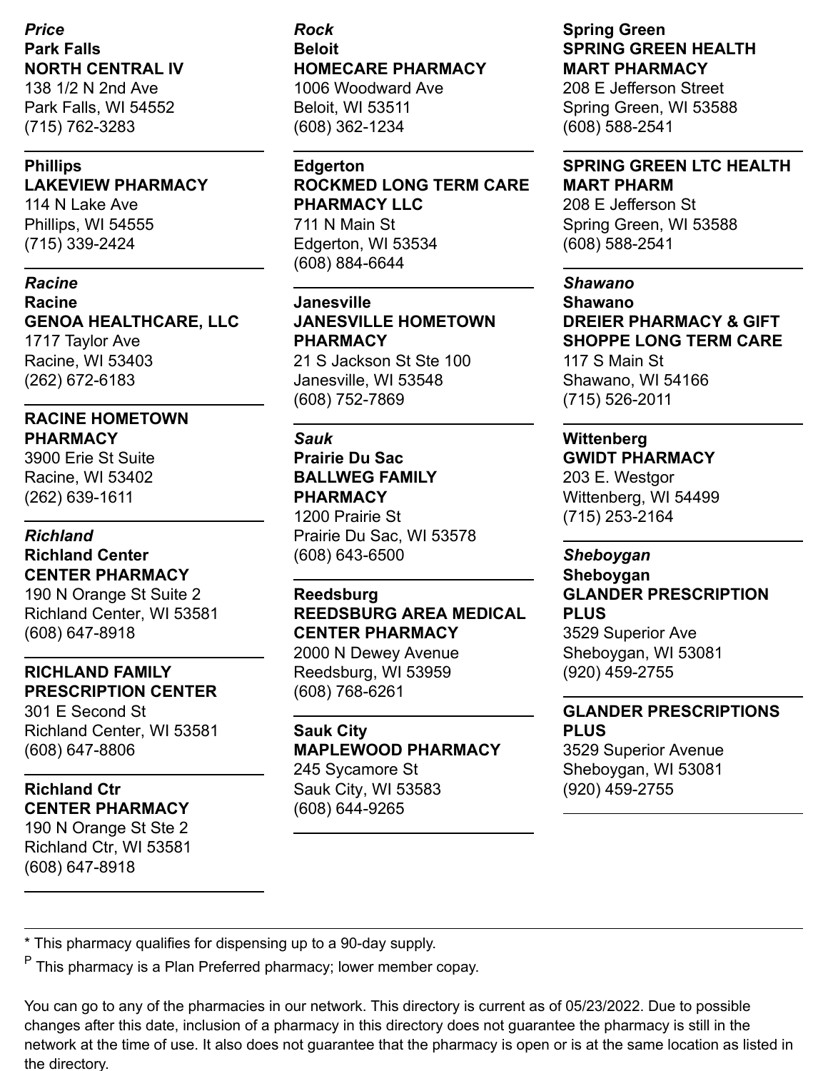*Price*

**Park Falls**

**NORTH CENTRAL IV**
138 1/2 N 2nd Ave
Park Falls, WI 54552
(715) 762-3283

---

**Phillips**

**LAKEVIEW PHARMACY**
114 N Lake Ave
Phillips, WI 54555
(715) 339-2424

---

*Racine*

**Racine**

**GENOA HEALTHCARE, LLC**
1717 Taylor Ave
Racine, WI 53403
(262) 672-6183

---

**RACINE HOMETOWN PHARMACY**
3900 Erie St Suite
Racine, WI 53402
(262) 639-1611

---

*Richland*

**Richland Center**

**CENTER PHARMACY**
190 N Orange St Suite 2
Richland Center, WI 53581
(608) 647-8918

---

**RICHLAND FAMILY PRESCRIPTION CENTER**
301 E Second St
Richland Center, WI 53581
(608) 647-8806

---

**Richland Ctr**

**CENTER PHARMACY**
190 N Orange St Ste 2
Richland Ctr, WI 53581
(608) 647-8918

---

*Rock*

**Beloit**

**HOMECARE PHARMACY**
1006 Woodward Ave
Beloit, WI 53511
(608) 362-1234

---

**Edgerton**

**ROCKMED LONG TERM CARE PHARMACY LLC**
711 N Main St
Edgerton, WI 53534
(608) 884-6644

---

**Janesville**

**JANESVILLE HOMETOWN PHARMACY**
21 S Jackson St Ste 100
Janesville, WI 53548
(608) 752-7869

---

*Sauk*

**Prairie Du Sac**

**BALLWEG FAMILY PHARMACY**
1200 Prairie St
Prairie Du Sac, WI 53578
(608) 643-6500

---

**Reedsburg**

**REEDSBURG AREA MEDICAL CENTER PHARMACY**
2000 N Dewey Avenue
Reedsburg, WI 53959
(608) 768-6261

---

**Sauk City**

**MAPLEWOOD PHARMACY**
245 Sycamore St
Sauk City, WI 53583
(608) 644-9265

---

**Spring Green**

**SPRING GREEN HEALTH MART PHARMACY**
208 E Jefferson Street
Spring Green, WI 53588
(608) 588-2541

---

**SPRING GREEN LTC HEALTH MART PHARM**
208 E Jefferson St
Spring Green, WI 53588
(608) 588-2541

---

*Shawano*

**Shawano**

**DREIER PHARMACY & GIFT SHOPPE LONG TERM CARE**
117 S Main St
Shawano, WI 54166
(715) 526-2011

---

**Wittenberg**

**GWIDT PHARMACY**
203 E. Westgor
Wittenberg, WI 54499
(715) 253-2164

---

*Sheboygan*

**Sheboygan**

**GLANDER PRESCRIPTION PLUS**
3529 Superior Ave
Sheboygan, WI 53081
(920) 459-2755

---

**GLANDER PRESCRIPTIONS PLUS**
3529 Superior Avenue
Sheboygan, WI 53081
(920) 459-2755

---

* This pharmacy qualifies for dispensing up to a 90-day supply.

[P] This pharmacy is a Plan Preferred pharmacy; lower member copay.

You can go to any of the pharmacies in our network. This directory is current as of 05/23/2022. Due to possible changes after this date, inclusion of a pharmacy in this directory does not guarantee the pharmacy is still in the network at the time of use. It also does not guarantee that the pharmacy is open or is at the same location as listed in the directory.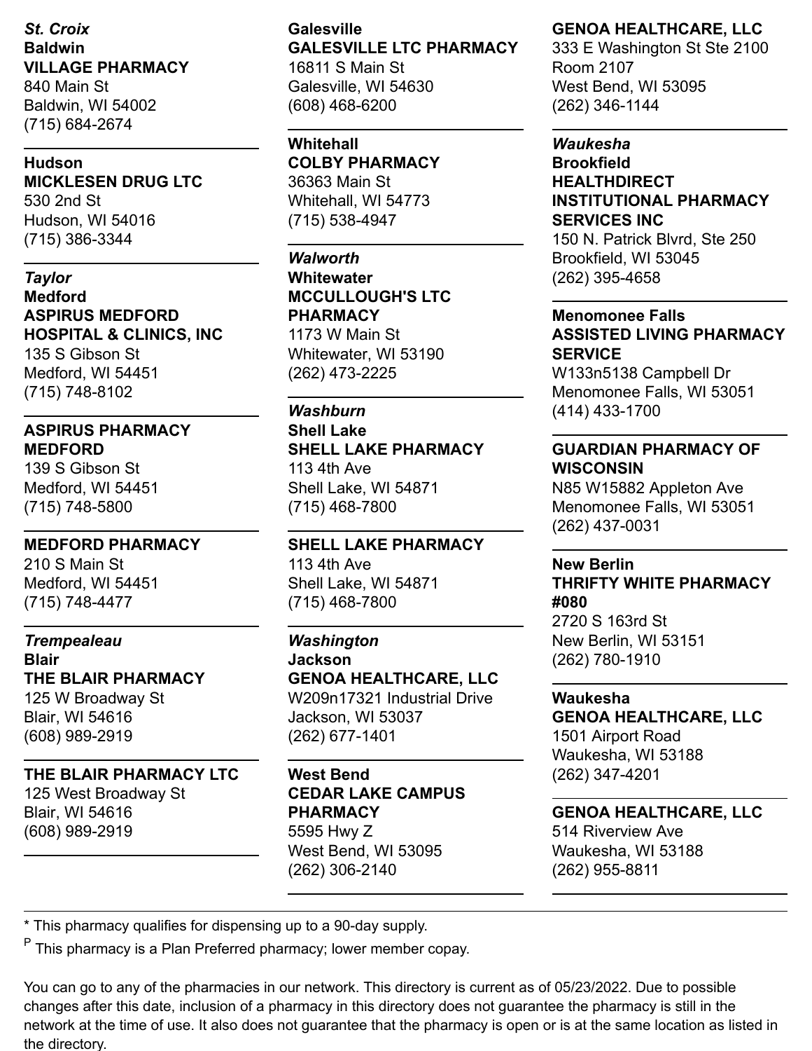*St. Croix*

**Baldwin**

**VILLAGE PHARMACY**
840 Main St
Baldwin, WI 54002
(715) 684-2674

---

**Hudson**

**MICKLESEN DRUG LTC**
530 2nd St
Hudson, WI 54016
(715) 386-3344

---

*Taylor*

**Medford**

**ASPIRUS MEDFORD HOSPITAL & CLINICS, INC**
135 S Gibson St
Medford, WI 54451
(715) 748-8102

---

**ASPIRUS PHARMACY MEDFORD**
139 S Gibson St
Medford, WI 54451
(715) 748-5800

---

**MEDFORD PHARMACY**
210 S Main St
Medford, WI 54451
(715) 748-4477

---

*Trempealeau*

**Blair**

**THE BLAIR PHARMACY**
125 W Broadway St
Blair, WI 54616
(608) 989-2919

---

**THE BLAIR PHARMACY LTC**
125 West Broadway St
Blair, WI 54616
(608) 989-2919

---

**Galesville**

**GALESVILLE LTC PHARMACY**
16811 S Main St
Galesville, WI 54630
(608) 468-6200

---

**Whitehall**

**COLBY PHARMACY**
36363 Main St
Whitehall, WI 54773
(715) 538-4947

---

*Walworth*

**Whitewater**

**MCCULLOUGH'S LTC PHARMACY**
1173 W Main St
Whitewater, WI 53190
(262) 473-2225

---

*Washburn*

**Shell Lake**

**SHELL LAKE PHARMACY**
113 4th Ave
Shell Lake, WI 54871
(715) 468-7800

---

**SHELL LAKE PHARMACY**
113 4th Ave
Shell Lake, WI 54871
(715) 468-7800

---

*Washington*

**Jackson**

**GENOA HEALTHCARE, LLC**
W209n17321 Industrial Drive
Jackson, WI 53037
(262) 677-1401

---

**West Bend**

**CEDAR LAKE CAMPUS PHARMACY**
5595 Hwy Z
West Bend, WI 53095
(262) 306-2140

---

**GENOA HEALTHCARE, LLC**
333 E Washington St Ste 2100
Room 2107
West Bend, WI 53095
(262) 346-1144

---

*Waukesha*

**Brookfield**

**HEALTHDIRECT INSTITUTIONAL PHARMACY SERVICES INC**
150 N. Patrick Blvrd, Ste 250
Brookfield, WI 53045
(262) 395-4658

---

**Menomonee Falls**

**ASSISTED LIVING PHARMACY SERVICE**
W133n5138 Campbell Dr
Menomonee Falls, WI 53051
(414) 433-1700

---

**GUARDIAN PHARMACY OF WISCONSIN**
N85 W15882 Appleton Ave
Menomonee Falls, WI 53051
(262) 437-0031

---

**New Berlin**

**THRIFTY WHITE PHARMACY #080**
2720 S 163rd St
New Berlin, WI 53151
(262) 780-1910

---

**Waukesha**

**GENOA HEALTHCARE, LLC**
1501 Airport Road
Waukesha, WI 53188
(262) 347-4201

---

**GENOA HEALTHCARE, LLC**
514 Riverview Ave
Waukesha, WI 53188
(262) 955-8811

---

* This pharmacy qualifies for dispensing up to a 90-day supply.

[P] This pharmacy is a Plan Preferred pharmacy; lower member copay.

You can go to any of the pharmacies in our network. This directory is current as of 05/23/2022. Due to possible changes after this date, inclusion of a pharmacy in this directory does not guarantee the pharmacy is still in the network at the time of use. It also does not guarantee that the pharmacy is open or is at the same location as listed in the directory.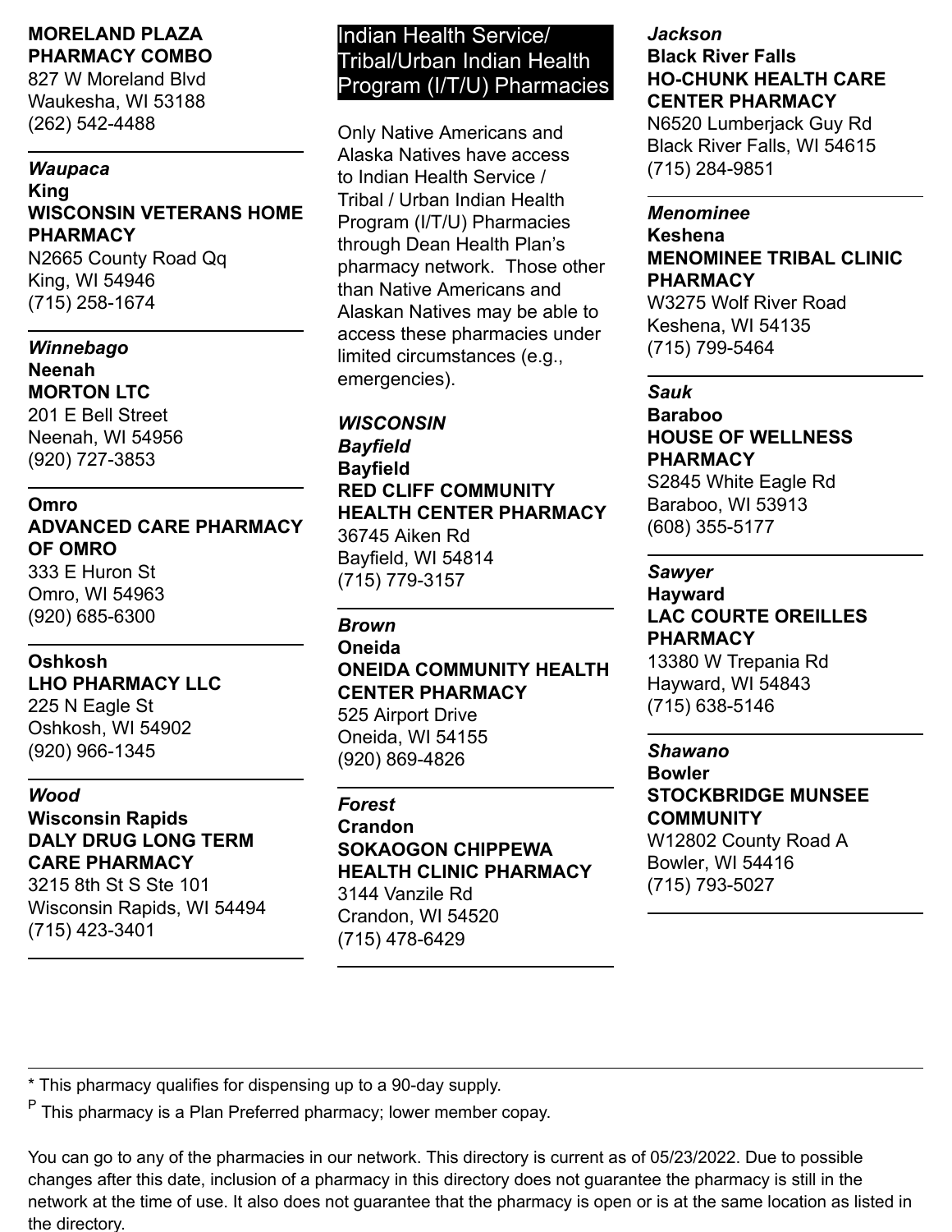**MORELAND PLAZA PHARMACY COMBO**
827 W Moreland Blvd
Waukesha, WI 53188
(262) 542-4488

---

*Waupaca*

**King**

**WISCONSIN VETERANS HOME PHARMACY**
N2665 County Road Qq
King, WI 54946
(715) 258-1674

---

*Winnebago*

**Neenah**

**MORTON LTC**
201 E Bell Street
Neenah, WI 54956
(920) 727-3853

---

**Omro**

**ADVANCED CARE PHARMACY OF OMRO**
333 E Huron St
Omro, WI 54963
(920) 685-6300

---

**Oshkosh**

**LHO PHARMACY LLC**
225 N Eagle St
Oshkosh, WI 54902
(920) 966-1345

---

*Wood*

**Wisconsin Rapids**

**DALY DRUG LONG TERM CARE PHARMACY**
3215 8th St S Ste 101
Wisconsin Rapids, WI 54494
(715) 423-3401

---

## Indian Health Service/ Tribal/Urban Indian Health Program (I/T/U) Pharmacies

Only Native Americans and Alaska Natives have access to Indian Health Service / Tribal / Urban Indian Health Program (I/T/U) Pharmacies through Dean Health Plan's pharmacy network. Those other than Native Americans and Alaskan Natives may be able to access these pharmacies under limited circumstances (e.g., emergencies).

***WISCONSIN***

*Bayfield*

**Bayfield**

**RED CLIFF COMMUNITY HEALTH CENTER PHARMACY**
36745 Aiken Rd
Bayfield, WI 54814
(715) 779-3157

---

*Brown*

**Oneida**

**ONEIDA COMMUNITY HEALTH CENTER PHARMACY**
525 Airport Drive
Oneida, WI 54155
(920) 869-4826

---

*Forest*

**Crandon**

**SOKAOGON CHIPPEWA HEALTH CLINIC PHARMACY**
3144 Vanzile Rd
Crandon, WI 54520
(715) 478-6429

---

*Jackson*

**Black River Falls**

**HO-CHUNK HEALTH CARE CENTER PHARMACY**
N6520 Lumberjack Guy Rd
Black River Falls, WI 54615
(715) 284-9851

---

*Menominee*

**Keshena**

**MENOMINEE TRIBAL CLINIC PHARMACY**
W3275 Wolf River Road
Keshena, WI 54135
(715) 799-5464

---

*Sauk*

**Baraboo**

**HOUSE OF WELLNESS PHARMACY**
S2845 White Eagle Rd
Baraboo, WI 53913
(608) 355-5177

---

*Sawyer*

**Hayward**

**LAC COURTE OREILLES PHARMACY**
13380 W Trepania Rd
Hayward, WI 54843
(715) 638-5146

---

*Shawano*

**Bowler**

**STOCKBRIDGE MUNSEE COMMUNITY**
W12802 County Road A
Bowler, WI 54416
(715) 793-5027

---

* This pharmacy qualifies for dispensing up to a 90-day supply.

[P] This pharmacy is a Plan Preferred pharmacy; lower member copay.

You can go to any of the pharmacies in our network. This directory is current as of 05/23/2022. Due to possible changes after this date, inclusion of a pharmacy in this directory does not guarantee the pharmacy is still in the network at the time of use. It also does not guarantee that the pharmacy is open or is at the same location as listed in the directory.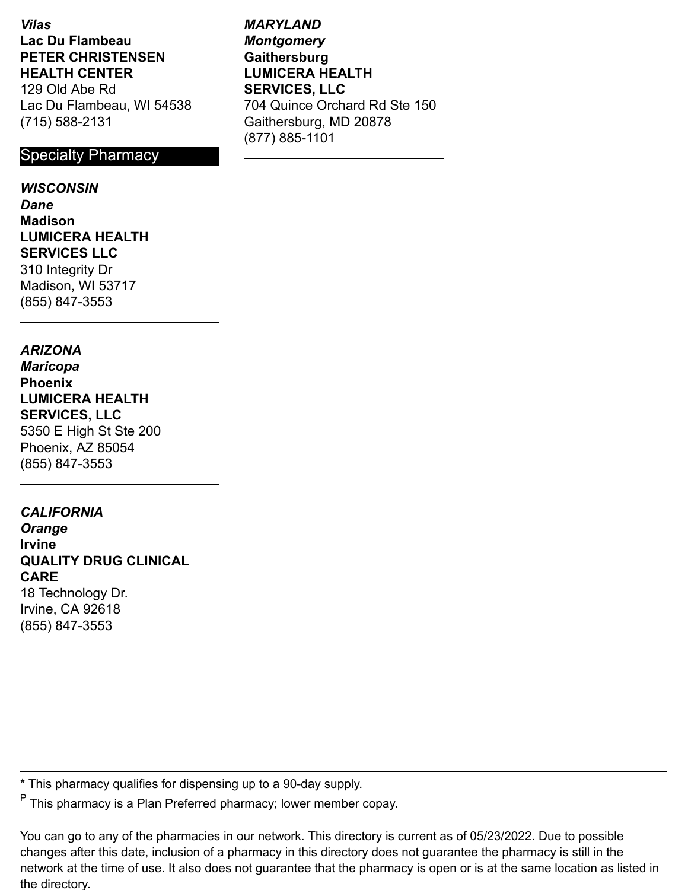*Vilas*
**Lac Du Flambeau**
**PETER CHRISTENSEN HEALTH CENTER**
129 Old Abe Rd
Lac Du Flambeau, WI 54538
(715) 588-2131

---

## Specialty Pharmacy

***WISCONSIN***
*Dane*
**Madison**
**LUMICERA HEALTH SERVICES LLC**
310 Integrity Dr
Madison, WI 53717
(855) 847-3553

---

***ARIZONA***
*Maricopa*
**Phoenix**
**LUMICERA HEALTH SERVICES, LLC**
5350 E High St Ste 200
Phoenix, AZ 85054
(855) 847-3553

---

***CALIFORNIA***
*Orange*
**Irvine**
**QUALITY DRUG CLINICAL CARE**
18 Technology Dr.
Irvine, CA 92618
(855) 847-3553

---

***MARYLAND***
*Montgomery*
**Gaithersburg**
**LUMICERA HEALTH SERVICES, LLC**
704 Quince Orchard Rd Ste 150
Gaithersburg, MD 20878
(877) 885-1101

---

* This pharmacy qualifies for dispensing up to a 90-day supply.

P This pharmacy is a Plan Preferred pharmacy; lower member copay.

You can go to any of the pharmacies in our network. This directory is current as of 05/23/2022. Due to possible changes after this date, inclusion of a pharmacy in this directory does not guarantee the pharmacy is still in the network at the time of use. It also does not guarantee that the pharmacy is open or is at the same location as listed in the directory.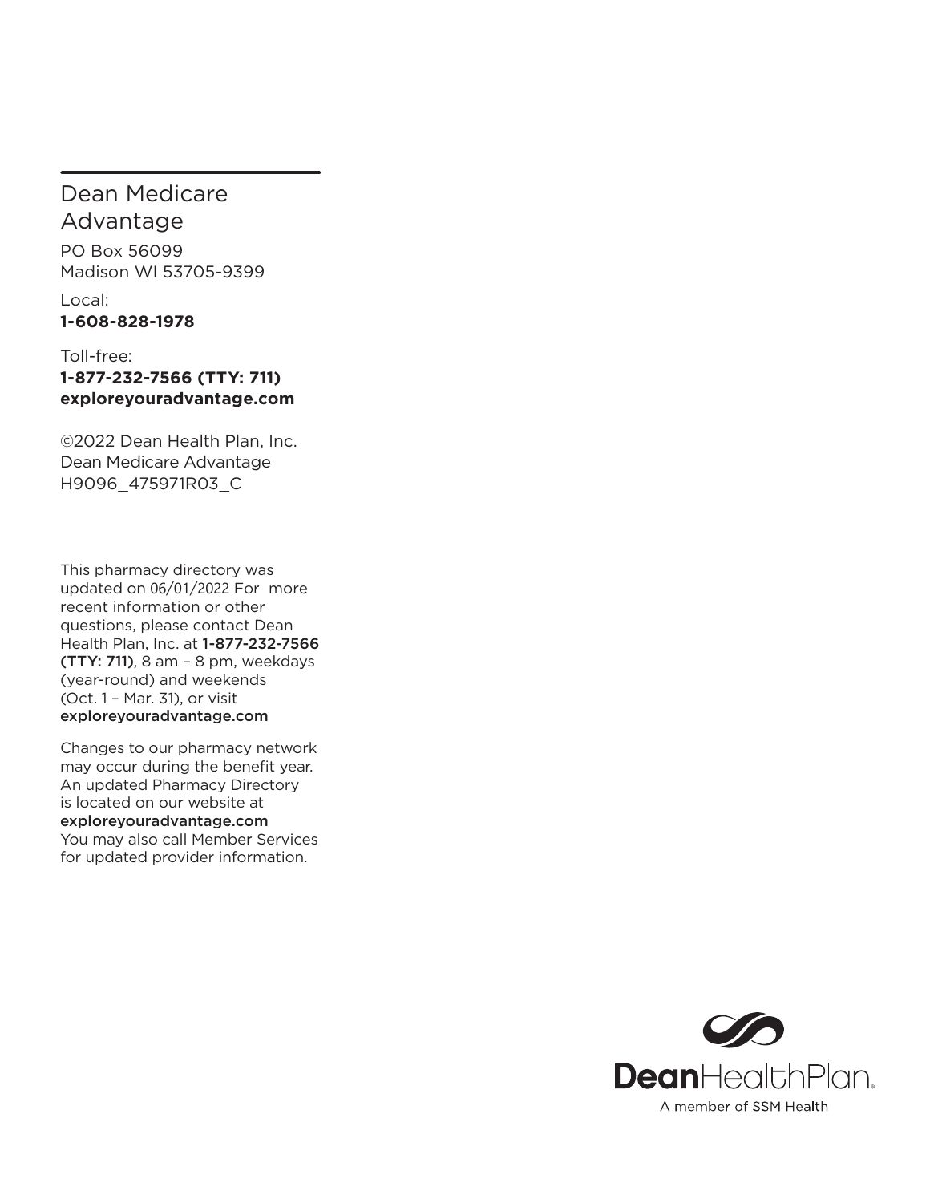## Dean Medicare Advantage

PO Box 56099
Madison WI 53705-9399

Local:
**1-608-828-1978**

Toll-free:
**1-877-232-7566 (TTY: 711)**
**exploreyouradvantage.com**

©2022 Dean Health Plan, Inc.
Dean Medicare Advantage
H9096_475971R03_C

This pharmacy directory was updated on 06/01/2022 For more recent information or other questions, please contact Dean Health Plan, Inc. at 1-877-232-7566 (TTY: 711), 8 am – 8 pm, weekdays (year-round) and weekends (Oct. 1 – Mar. 31), or visit exploreyouradvantage.com

Changes to our pharmacy network may occur during the benefit year. An updated Pharmacy Directory is located on our website at exploreyouradvantage.com
You may also call Member Services for updated provider information.

**Dean**HealthPlan.
A member of SSM Health